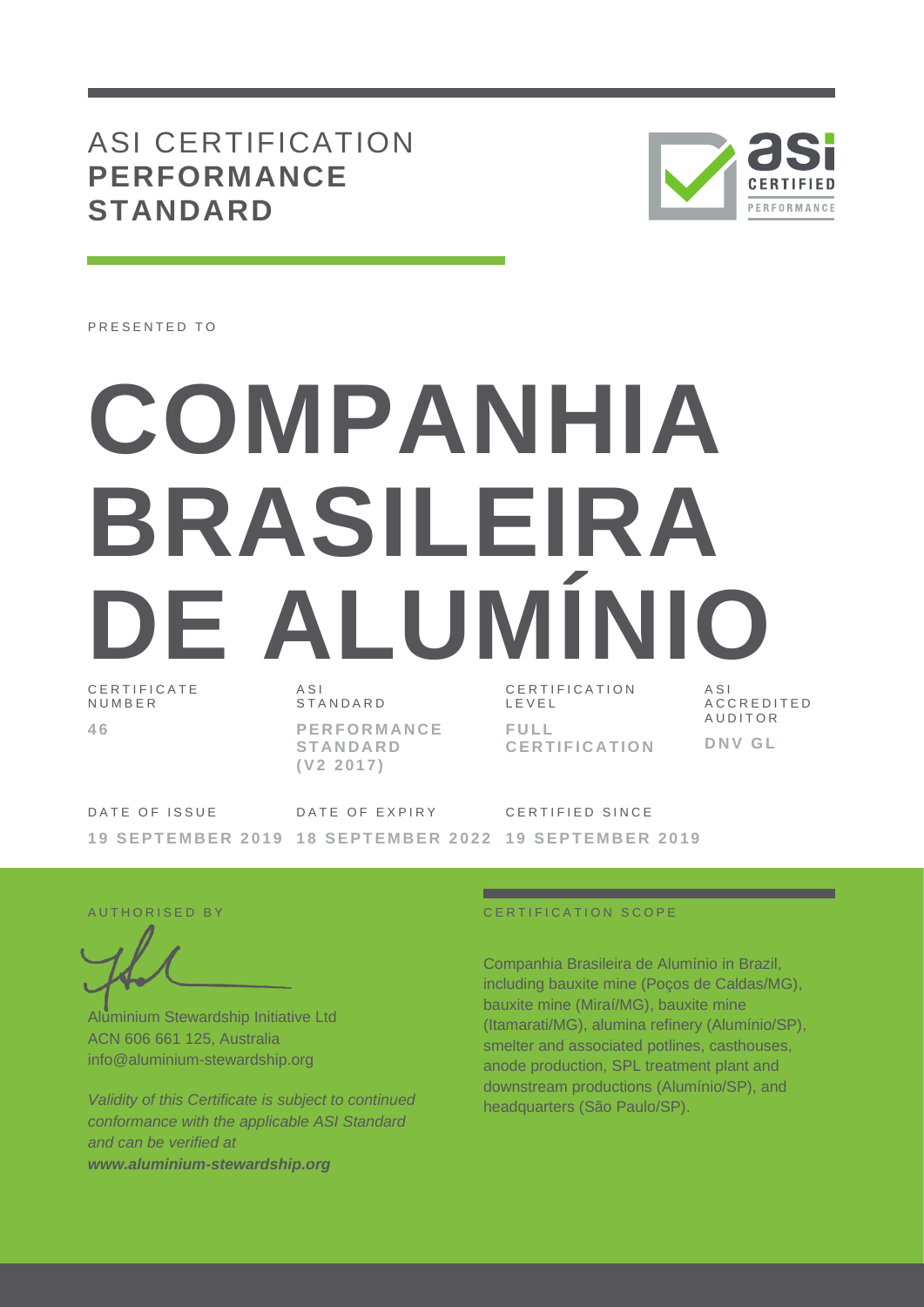# ASI CERTIFICATION **PERFORMANCE STANDARD**

PRESENTED TO

# COMPANHIA BRASILEIRA DE ALUMÍNIO

| CERTIFICATE NUMBER | ASI STANDARD | CERTIFICATION LEVEL | ASI ACCREDITED AUDITOR |
| --- | --- | --- | --- |
| **46** | **PERFORMANCE STANDARD (V2 2017)** | **FULL CERTIFICATION** | **DNV GL** |

| DATE OF ISSUE | DATE OF EXPIRY | CERTIFIED SINCE |
| --- | --- | --- |
| **19 SEPTEMBER 2019** | **18 SEPTEMBER 2022** | **19 SEPTEMBER 2019** |

AUTHORISED BY

Aluminium Stewardship Initiative Ltd
ACN 606 661 125, Australia
info@aluminium-stewardship.org

*Validity of this Certificate is subject to continued conformance with the applicable ASI Standard and can be verified at* ***www.aluminium-stewardship.org***

CERTIFICATION SCOPE

Companhia Brasileira de Alumínio in Brazil, including bauxite mine (Poços de Caldas/MG), bauxite mine (Miraí/MG), bauxite mine (Itamarati/MG), alumina refinery (Alumínio/SP), smelter and associated potlines, casthouses, anode production, SPL treatment plant and downstream productions (Alumínio/SP), and headquarters (São Paulo/SP).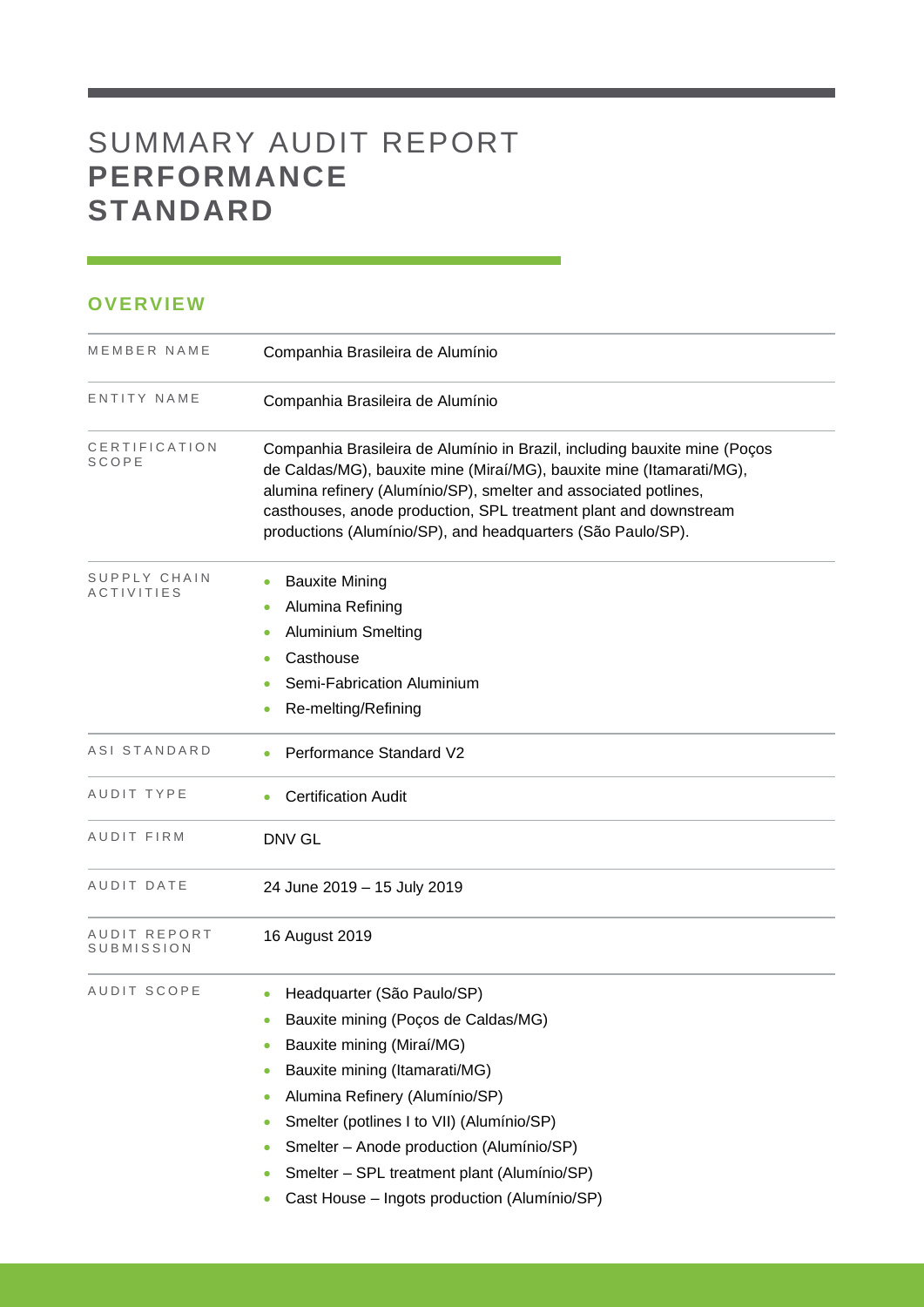# SUMMARY AUDIT REPORT **PERFORMANCE STANDARD**

## OVERVIEW

| | |
|---|---|
| MEMBER NAME | Companhia Brasileira de Alumínio |
| ENTITY NAME | Companhia Brasileira de Alumínio |
| CERTIFICATION SCOPE | Companhia Brasileira de Alumínio in Brazil, including bauxite mine (Poços de Caldas/MG), bauxite mine (Miraí/MG), bauxite mine (Itamarati/MG), alumina refinery (Alumínio/SP), smelter and associated potlines, casthouses, anode production, SPL treatment plant and downstream productions (Alumínio/SP), and headquarters (São Paulo/SP). |
| SUPPLY CHAIN ACTIVITIES | • Bauxite Mining<br>• Alumina Refining<br>• Aluminium Smelting<br>• Casthouse<br>• Semi-Fabrication Aluminium<br>• Re-melting/Refining |
| ASI STANDARD | • Performance Standard V2 |
| AUDIT TYPE | • Certification Audit |
| AUDIT FIRM | DNV GL |
| AUDIT DATE | 24 June 2019 – 15 July 2019 |
| AUDIT REPORT SUBMISSION | 16 August 2019 |
| AUDIT SCOPE | • Headquarter (São Paulo/SP)<br>• Bauxite mining (Poços de Caldas/MG)<br>• Bauxite mining (Miraí/MG)<br>• Bauxite mining (Itamarati/MG)<br>• Alumina Refinery (Alumínio/SP)<br>• Smelter (potlines I to VII) (Alumínio/SP)<br>• Smelter – Anode production (Alumínio/SP)<br>• Smelter – SPL treatment plant (Alumínio/SP)<br>• Cast House – Ingots production (Alumínio/SP) |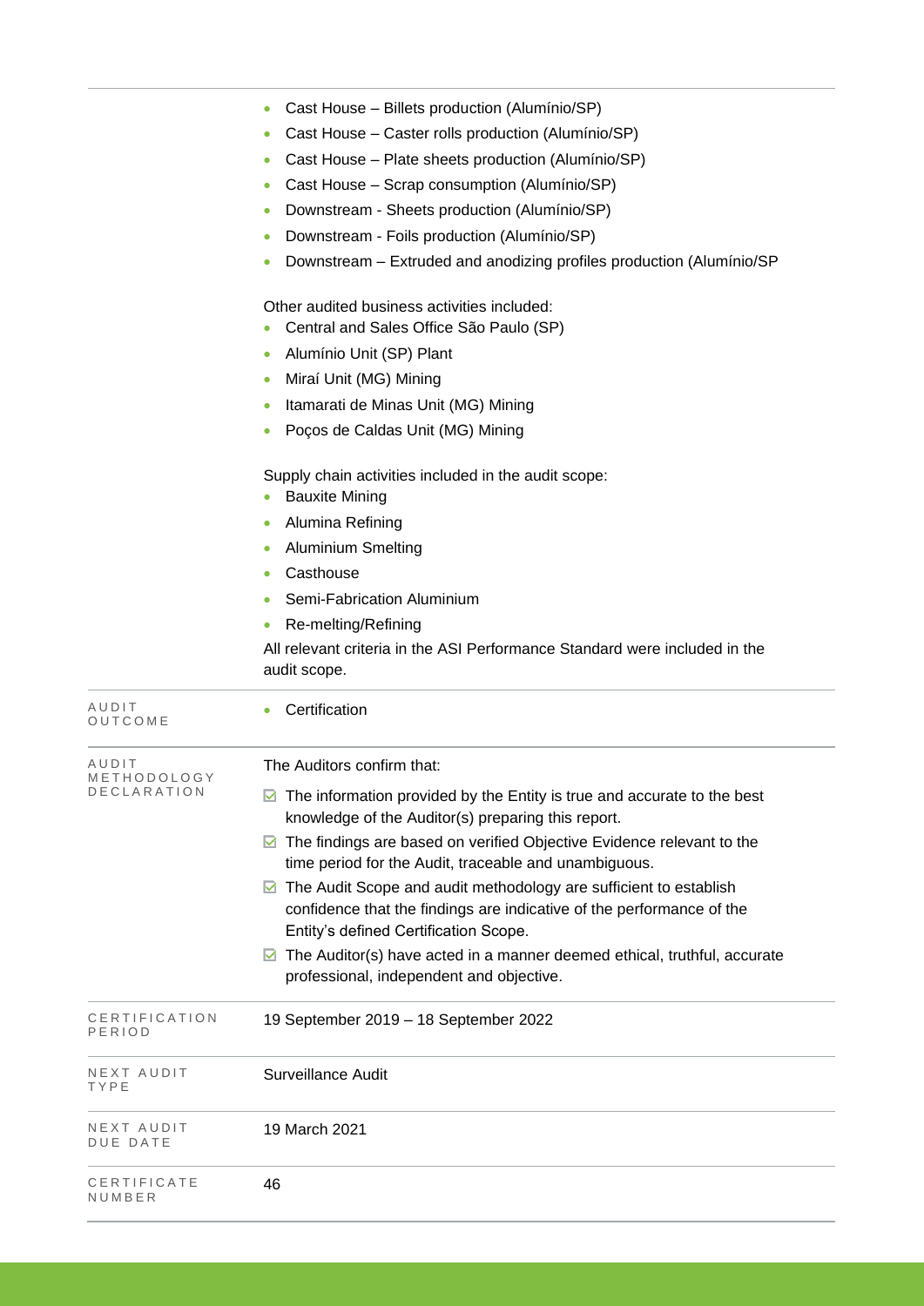|  |  |
|---|---|
|  | - Cast House – Billets production (Alumínio/SP)<br>- Cast House – Caster rolls production (Alumínio/SP)<br>- Cast House – Plate sheets production (Alumínio/SP)<br>- Cast House – Scrap consumption (Alumínio/SP)<br>- Downstream - Sheets production (Alumínio/SP)<br>- Downstream - Foils production (Alumínio/SP)<br>- Downstream – Extruded and anodizing profiles production (Alumínio/SP<br><br>Other audited business activities included:<br>- Central and Sales Office São Paulo (SP)<br>- Alumínio Unit (SP) Plant<br>- Miraí Unit (MG) Mining<br>- Itamarati de Minas Unit (MG) Mining<br>- Poços de Caldas Unit (MG) Mining<br><br>Supply chain activities included in the audit scope:<br>- Bauxite Mining<br>- Alumina Refining<br>- Aluminium Smelting<br>- Casthouse<br>- Semi-Fabrication Aluminium<br>- Re-melting/Refining<br><br>All relevant criteria in the ASI Performance Standard were included in the audit scope. |
| AUDIT OUTCOME | - Certification |
| AUDIT METHODOLOGY DECLARATION | The Auditors confirm that:<br>☑ The information provided by the Entity is true and accurate to the best knowledge of the Auditor(s) preparing this report.<br>☑ The findings are based on verified Objective Evidence relevant to the time period for the Audit, traceable and unambiguous.<br>☑ The Audit Scope and audit methodology are sufficient to establish confidence that the findings are indicative of the performance of the Entity's defined Certification Scope.<br>☑ The Auditor(s) have acted in a manner deemed ethical, truthful, accurate professional, independent and objective. |
| CERTIFICATION PERIOD | 19 September 2019 – 18 September 2022 |
| NEXT AUDIT TYPE | Surveillance Audit |
| NEXT AUDIT DUE DATE | 19 March 2021 |
| CERTIFICATE NUMBER | 46 |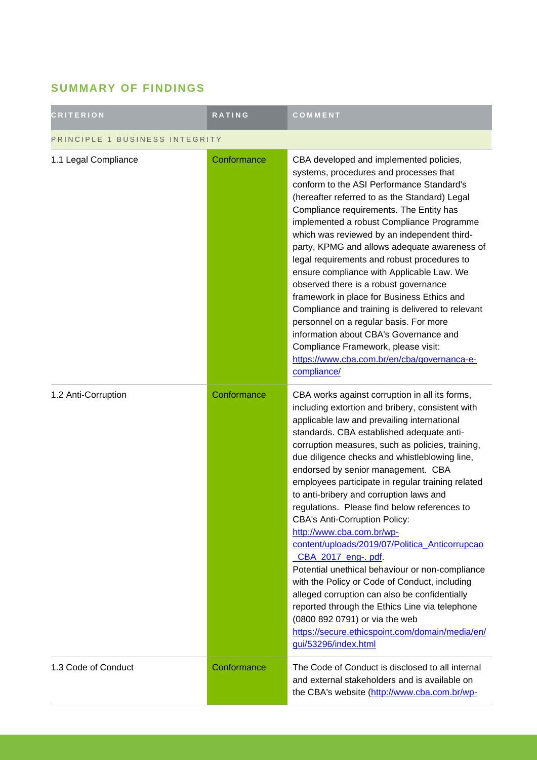## SUMMARY OF FINDINGS

| CRITERION | RATING | COMMENT |
| --- | --- | --- |
| PRINCIPLE 1 BUSINESS INTEGRITY | | |
| 1.1 Legal Compliance | Conformance | CBA developed and implemented policies, systems, procedures and processes that conform to the ASI Performance Standard's (hereafter referred to as the Standard) Legal Compliance requirements. The Entity has implemented a robust Compliance Programme which was reviewed by an independent third-party, KPMG and allows adequate awareness of legal requirements and robust procedures to ensure compliance with Applicable Law. We observed there is a robust governance framework in place for Business Ethics and Compliance and training is delivered to relevant personnel on a regular basis. For more information about CBA's Governance and Compliance Framework, please visit: https://www.cba.com.br/en/cba/governanca-e-compliance/ |
| 1.2 Anti-Corruption | Conformance | CBA works against corruption in all its forms, including extortion and bribery, consistent with applicable law and prevailing international standards. CBA established adequate anti-corruption measures, such as policies, training, due diligence checks and whistleblowing line, endorsed by senior management. CBA employees participate in regular training related to anti-bribery and corruption laws and regulations. Please find below references to CBA's Anti-Corruption Policy: http://www.cba.com.br/wp-content/uploads/2019/07/Politica_Anticorrupcao_CBA_2017_eng-.pdf. Potential unethical behaviour or non-compliance with the Policy or Code of Conduct, including alleged corruption can also be confidentially reported through the Ethics Line via telephone (0800 892 0791) or via the web https://secure.ethicspoint.com/domain/media/en/gui/53296/index.html |
| 1.3 Code of Conduct | Conformance | The Code of Conduct is disclosed to all internal and external stakeholders and is available on the CBA's website (http://www.cba.com.br/wp- |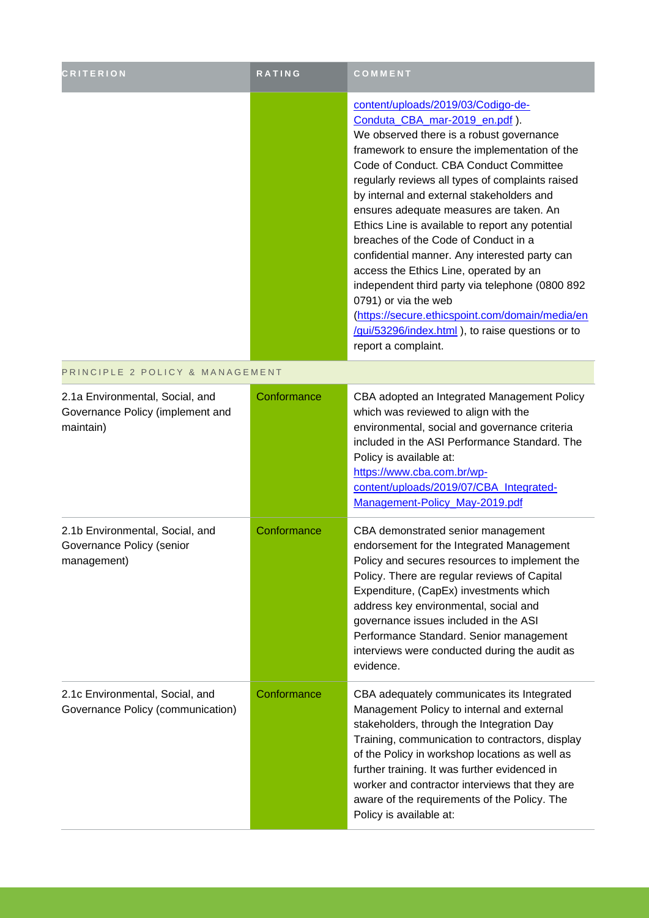| CRITERION | RATING | COMMENT |
|---|---|---|
| | | content/uploads/2019/03/Codigo-de-Conduta_CBA_mar-2019_en.pdf ). We observed there is a robust governance framework to ensure the implementation of the Code of Conduct. CBA Conduct Committee regularly reviews all types of complaints raised by internal and external stakeholders and ensures adequate measures are taken. An Ethics Line is available to report any potential breaches of the Code of Conduct in a confidential manner. Any interested party can access the Ethics Line, operated by an independent third party via telephone (0800 892 0791) or via the web (https://secure.ethicspoint.com/domain/media/en/gui/53296/index.html ), to raise questions or to report a complaint. |
| PRINCIPLE 2 POLICY & MANAGEMENT | | |
| 2.1a Environmental, Social, and Governance Policy (implement and maintain) | Conformance | CBA adopted an Integrated Management Policy which was reviewed to align with the environmental, social and governance criteria included in the ASI Performance Standard. The Policy is available at: https://www.cba.com.br/wp-content/uploads/2019/07/CBA_Integrated-Management-Policy_May-2019.pdf |
| 2.1b Environmental, Social, and Governance Policy (senior management) | Conformance | CBA demonstrated senior management endorsement for the Integrated Management Policy and secures resources to implement the Policy. There are regular reviews of Capital Expenditure, (CapEx) investments which address key environmental, social and governance issues included in the ASI Performance Standard. Senior management interviews were conducted during the audit as evidence. |
| 2.1c Environmental, Social, and Governance Policy (communication) | Conformance | CBA adequately communicates its Integrated Management Policy to internal and external stakeholders, through the Integration Day Training, communication to contractors, display of the Policy in workshop locations as well as further training. It was further evidenced in worker and contractor interviews that they are aware of the requirements of the Policy. The Policy is available at: |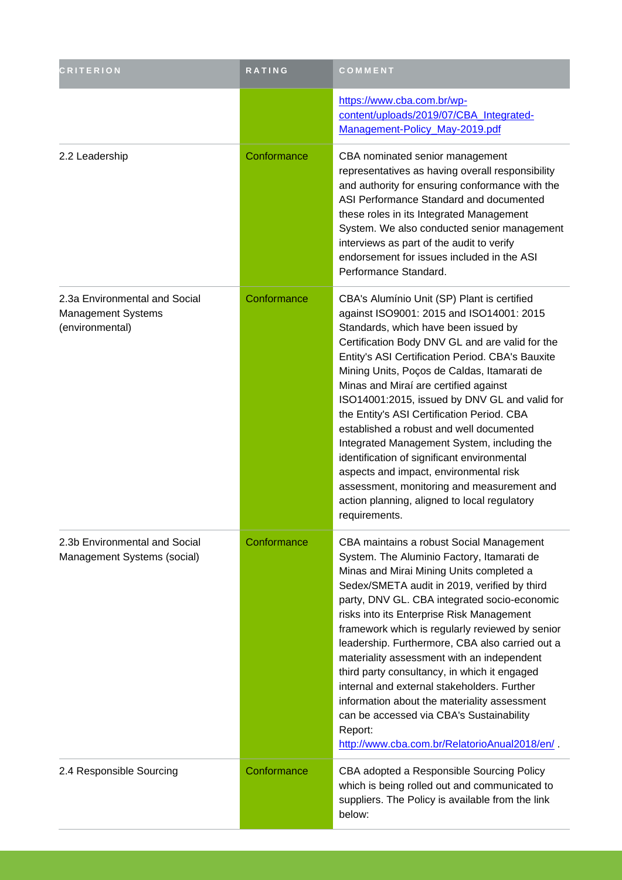| CRITERION | RATING | COMMENT |
|---|---|---|
| | | https://www.cba.com.br/wp-content/uploads/2019/07/CBA_Integrated-Management-Policy_May-2019.pdf |
| 2.2 Leadership | Conformance | CBA nominated senior management representatives as having overall responsibility and authority for ensuring conformance with the ASI Performance Standard and documented these roles in its Integrated Management System. We also conducted senior management interviews as part of the audit to verify endorsement for issues included in the ASI Performance Standard. |
| 2.3a Environmental and Social Management Systems (environmental) | Conformance | CBA's Alumínio Unit (SP) Plant is certified against ISO9001: 2015 and ISO14001: 2015 Standards, which have been issued by Certification Body DNV GL and are valid for the Entity's ASI Certification Period. CBA's Bauxite Mining Units, Poços de Caldas, Itamarati de Minas and Miraí are certified against ISO14001:2015, issued by DNV GL and valid for the Entity's ASI Certification Period. CBA established a robust and well documented Integrated Management System, including the identification of significant environmental aspects and impact, environmental risk assessment, monitoring and measurement and action planning, aligned to local regulatory requirements. |
| 2.3b Environmental and Social Management Systems (social) | Conformance | CBA maintains a robust Social Management System. The Aluminio Factory, Itamarati de Minas and Mirai Mining Units completed a Sedex/SMETA audit in 2019, verified by third party, DNV GL. CBA integrated socio-economic risks into its Enterprise Risk Management framework which is regularly reviewed by senior leadership. Furthermore, CBA also carried out a materiality assessment with an independent third party consultancy, in which it engaged internal and external stakeholders. Further information about the materiality assessment can be accessed via CBA's Sustainability Report: http://www.cba.com.br/RelatorioAnual2018/en/ . |
| 2.4 Responsible Sourcing | Conformance | CBA adopted a Responsible Sourcing Policy which is being rolled out and communicated to suppliers. The Policy is available from the link below: |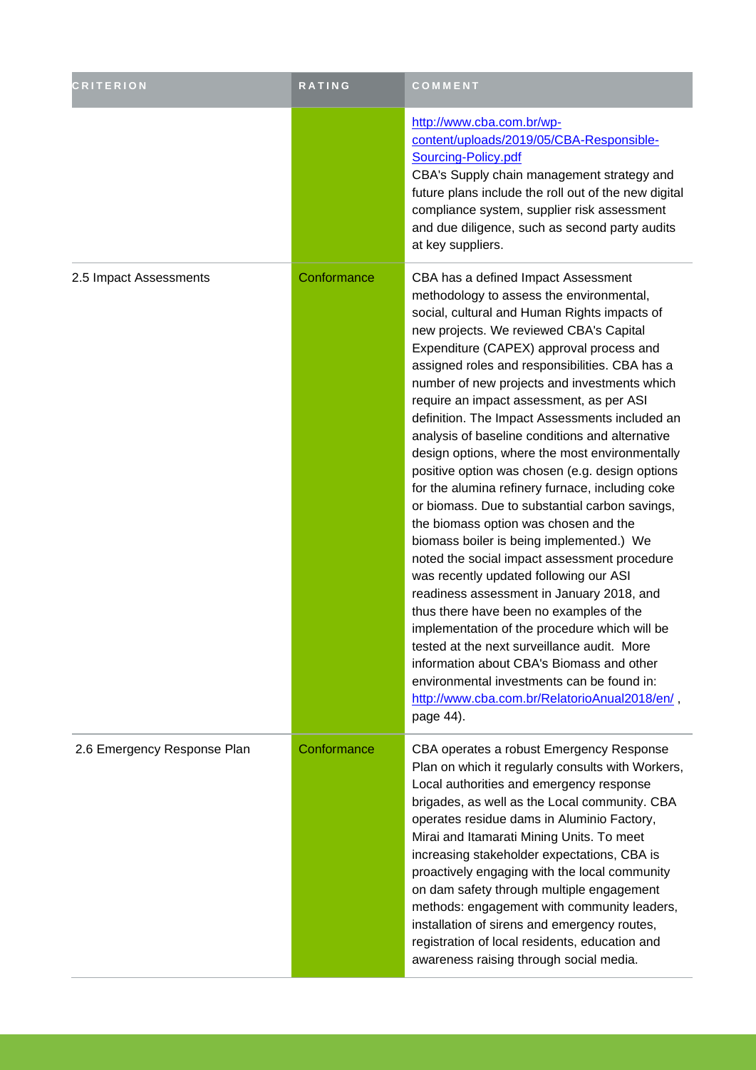| CRITERION | RATING | COMMENT |
| --- | --- | --- |
| | | http://www.cba.com.br/wp-content/uploads/2019/05/CBA-Responsible-Sourcing-Policy.pdf CBA's Supply chain management strategy and future plans include the roll out of the new digital compliance system, supplier risk assessment and due diligence, such as second party audits at key suppliers. |
| 2.5 Impact Assessments | Conformance | CBA has a defined Impact Assessment methodology to assess the environmental, social, cultural and Human Rights impacts of new projects. We reviewed CBA's Capital Expenditure (CAPEX) approval process and assigned roles and responsibilities. CBA has a number of new projects and investments which require an impact assessment, as per ASI definition. The Impact Assessments included an analysis of baseline conditions and alternative design options, where the most environmentally positive option was chosen (e.g. design options for the alumina refinery furnace, including coke or biomass. Due to substantial carbon savings, the biomass option was chosen and the biomass boiler is being implemented.) We noted the social impact assessment procedure was recently updated following our ASI readiness assessment in January 2018, and thus there have been no examples of the implementation of the procedure which will be tested at the next surveillance audit. More information about CBA's Biomass and other environmental investments can be found in: http://www.cba.com.br/RelatorioAnual2018/en/ , page 44). |
| 2.6 Emergency Response Plan | Conformance | CBA operates a robust Emergency Response Plan on which it regularly consults with Workers, Local authorities and emergency response brigades, as well as the Local community. CBA operates residue dams in Aluminio Factory, Mirai and Itamarati Mining Units. To meet increasing stakeholder expectations, CBA is proactively engaging with the local community on dam safety through multiple engagement methods: engagement with community leaders, installation of sirens and emergency routes, registration of local residents, education and awareness raising through social media. |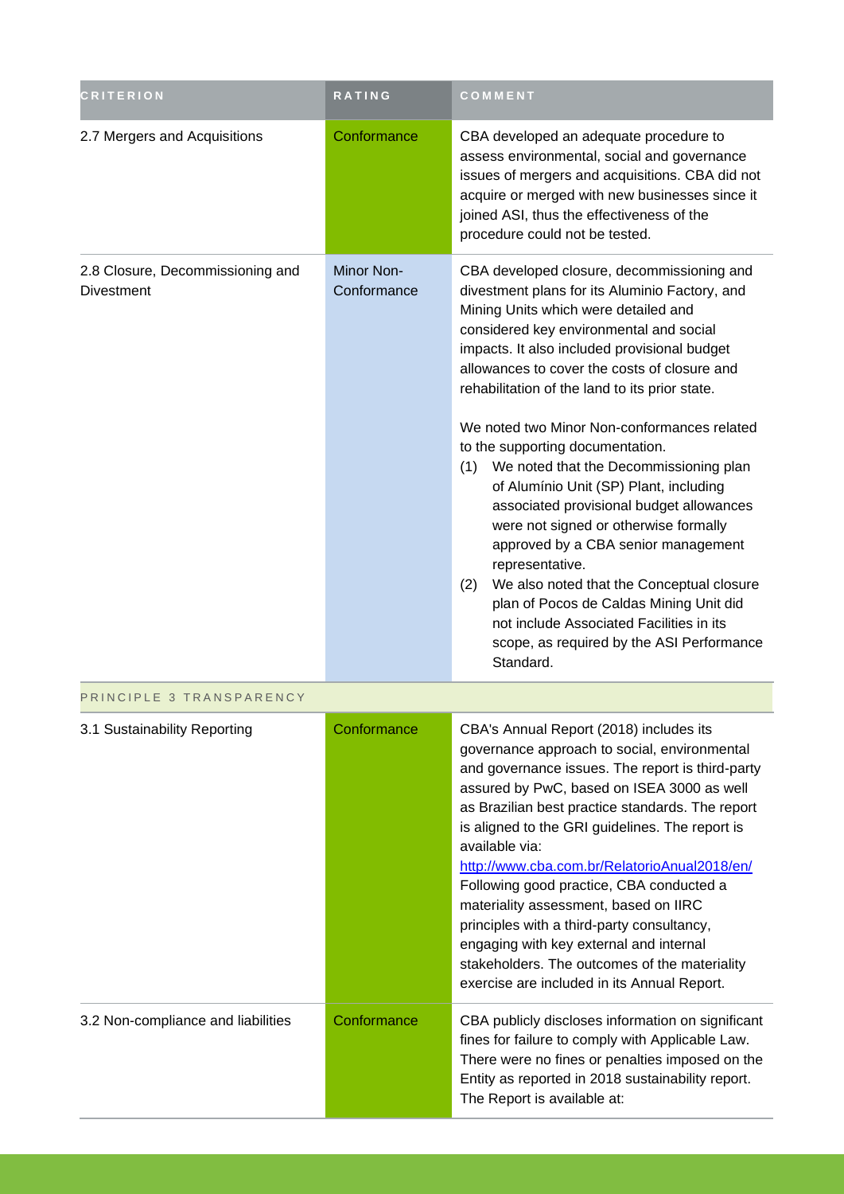| CRITERION | RATING | COMMENT |
|---|---|---|
| 2.7 Mergers and Acquisitions | Conformance | CBA developed an adequate procedure to assess environmental, social and governance issues of mergers and acquisitions. CBA did not acquire or merged with new businesses since it joined ASI, thus the effectiveness of the procedure could not be tested. |
| 2.8 Closure, Decommissioning and Divestment | Minor Non-Conformance | CBA developed closure, decommissioning and divestment plans for its Aluminio Factory, and Mining Units which were detailed and considered key environmental and social impacts. It also included provisional budget allowances to cover the costs of closure and rehabilitation of the land to its prior state.<br><br>We noted two Minor Non-conformances related to the supporting documentation.<br>(1) We noted that the Decommissioning plan of Alumínio Unit (SP) Plant, including associated provisional budget allowances were not signed or otherwise formally approved by a CBA senior management representative.<br>(2) We also noted that the Conceptual closure plan of Pocos de Caldas Mining Unit did not include Associated Facilities in its scope, as required by the ASI Performance Standard. |
| PRINCIPLE 3 TRANSPARENCY | | |
| 3.1 Sustainability Reporting | Conformance | CBA's Annual Report (2018) includes its governance approach to social, environmental and governance issues. The report is third-party assured by PwC, based on ISEA 3000 as well as Brazilian best practice standards. The report is aligned to the GRI guidelines. The report is available via: http://www.cba.com.br/RelatorioAnual2018/en/ Following good practice, CBA conducted a materiality assessment, based on IIRC principles with a third-party consultancy, engaging with key external and internal stakeholders. The outcomes of the materiality exercise are included in its Annual Report. |
| 3.2 Non-compliance and liabilities | Conformance | CBA publicly discloses information on significant fines for failure to comply with Applicable Law. There were no fines or penalties imposed on the Entity as reported in 2018 sustainability report. The Report is available at: |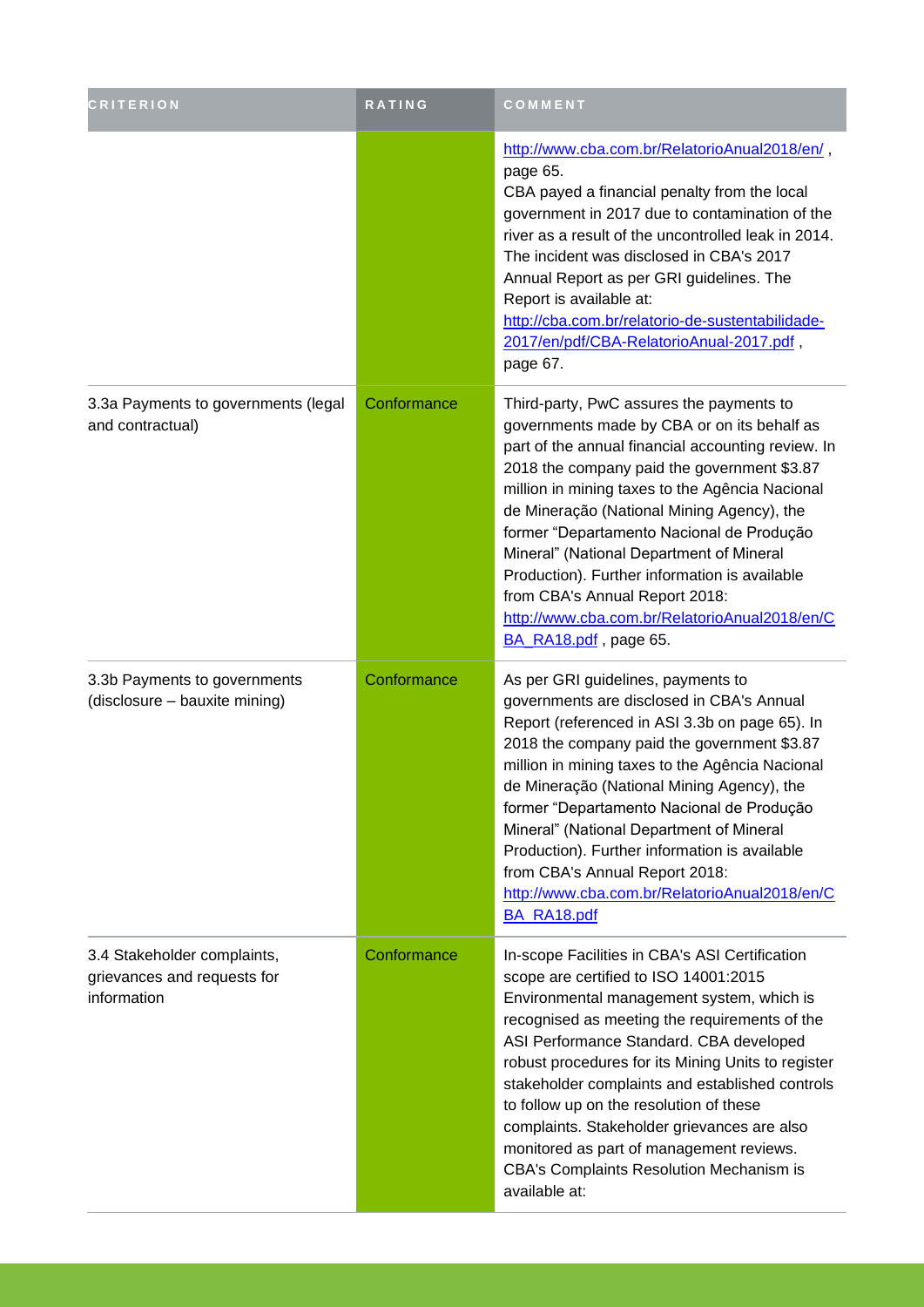| CRITERION | RATING | COMMENT |
| --- | --- | --- |
| | | http://www.cba.com.br/RelatorioAnual2018/en/ , page 65. CBA payed a financial penalty from the local government in 2017 due to contamination of the river as a result of the uncontrolled leak in 2014. The incident was disclosed in CBA's 2017 Annual Report as per GRI guidelines. The Report is available at: http://cba.com.br/relatorio-de-sustentabilidade-2017/en/pdf/CBA-RelatorioAnual-2017.pdf , page 67. |
| 3.3a Payments to governments (legal and contractual) | Conformance | Third-party, PwC assures the payments to governments made by CBA or on its behalf as part of the annual financial accounting review. In 2018 the company paid the government $3.87 million in mining taxes to the Agência Nacional de Mineração (National Mining Agency), the former "Departamento Nacional de Produção Mineral" (National Department of Mineral Production). Further information is available from CBA's Annual Report 2018: http://www.cba.com.br/RelatorioAnual2018/en/CBA_RA18.pdf , page 65. |
| 3.3b Payments to governments (disclosure – bauxite mining) | Conformance | As per GRI guidelines, payments to governments are disclosed in CBA's Annual Report (referenced in ASI 3.3b on page 65). In 2018 the company paid the government $3.87 million in mining taxes to the Agência Nacional de Mineração (National Mining Agency), the former "Departamento Nacional de Produção Mineral" (National Department of Mineral Production). Further information is available from CBA's Annual Report 2018: http://www.cba.com.br/RelatorioAnual2018/en/CBA_RA18.pdf |
| 3.4 Stakeholder complaints, grievances and requests for information | Conformance | In-scope Facilities in CBA's ASI Certification scope are certified to ISO 14001:2015 Environmental management system, which is recognised as meeting the requirements of the ASI Performance Standard. CBA developed robust procedures for its Mining Units to register stakeholder complaints and established controls to follow up on the resolution of these complaints. Stakeholder grievances are also monitored as part of management reviews. CBA's Complaints Resolution Mechanism is available at: |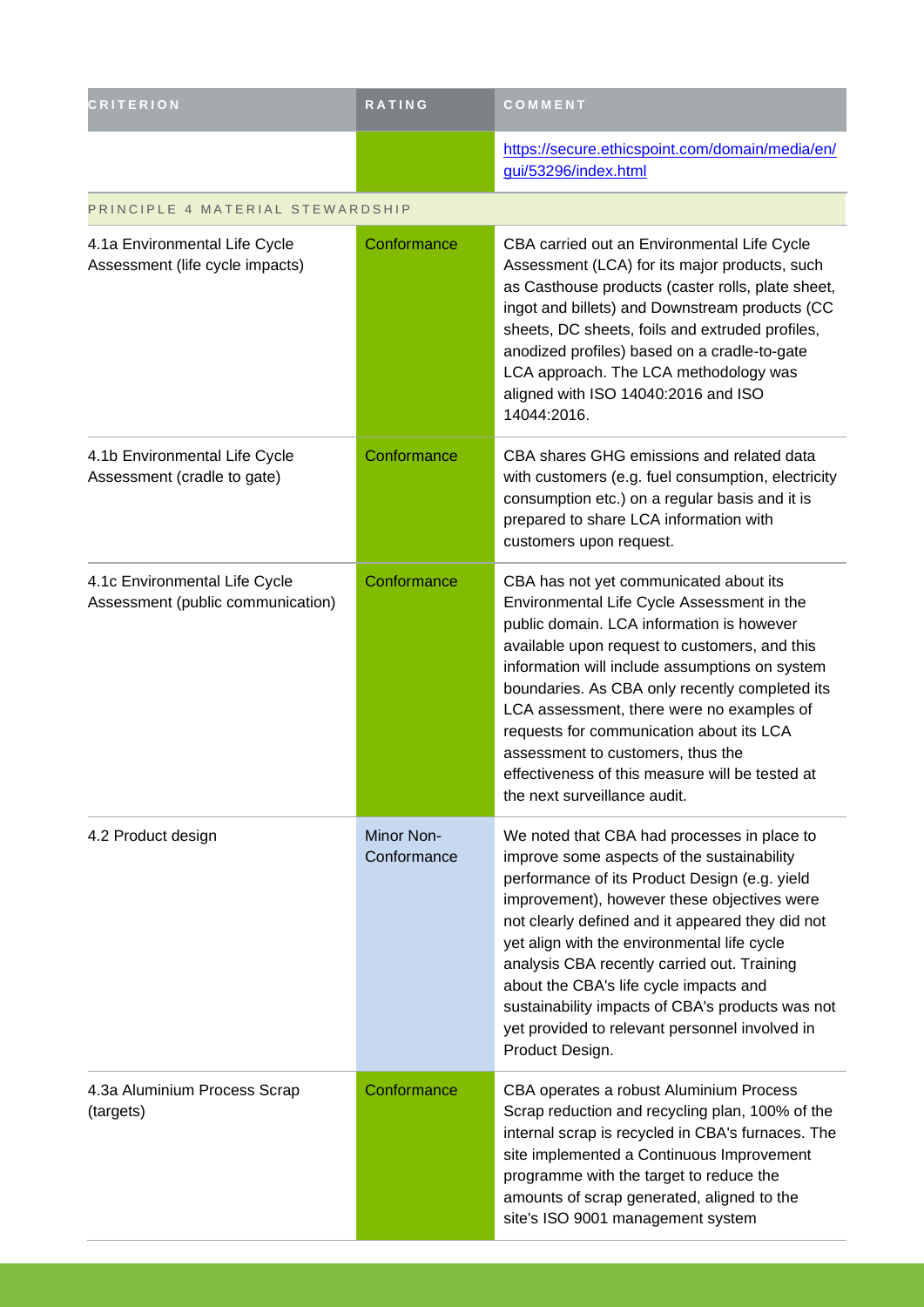| CRITERION | RATING | COMMENT |
| --- | --- | --- |
| | | https://secure.ethicspoint.com/domain/media/en/gui/53296/index.html |
| PRINCIPLE 4 MATERIAL STEWARDSHIP | | |
| 4.1a Environmental Life Cycle Assessment (life cycle impacts) | Conformance | CBA carried out an Environmental Life Cycle Assessment (LCA) for its major products, such as Casthouse products (caster rolls, plate sheet, ingot and billets) and Downstream products (CC sheets, DC sheets, foils and extruded profiles, anodized profiles) based on a cradle-to-gate LCA approach. The LCA methodology was aligned with ISO 14040:2016 and ISO 14044:2016. |
| 4.1b Environmental Life Cycle Assessment (cradle to gate) | Conformance | CBA shares GHG emissions and related data with customers (e.g. fuel consumption, electricity consumption etc.) on a regular basis and it is prepared to share LCA information with customers upon request. |
| 4.1c Environmental Life Cycle Assessment (public communication) | Conformance | CBA has not yet communicated about its Environmental Life Cycle Assessment in the public domain. LCA information is however available upon request to customers, and this information will include assumptions on system boundaries. As CBA only recently completed its LCA assessment, there were no examples of requests for communication about its LCA assessment to customers, thus the effectiveness of this measure will be tested at the next surveillance audit. |
| 4.2 Product design | Minor Non-Conformance | We noted that CBA had processes in place to improve some aspects of the sustainability performance of its Product Design (e.g. yield improvement), however these objectives were not clearly defined and it appeared they did not yet align with the environmental life cycle analysis CBA recently carried out. Training about the CBA's life cycle impacts and sustainability impacts of CBA's products was not yet provided to relevant personnel involved in Product Design. |
| 4.3a Aluminium Process Scrap (targets) | Conformance | CBA operates a robust Aluminium Process Scrap reduction and recycling plan, 100% of the internal scrap is recycled in CBA's furnaces. The site implemented a Continuous Improvement programme with the target to reduce the amounts of scrap generated, aligned to the site's ISO 9001 management system |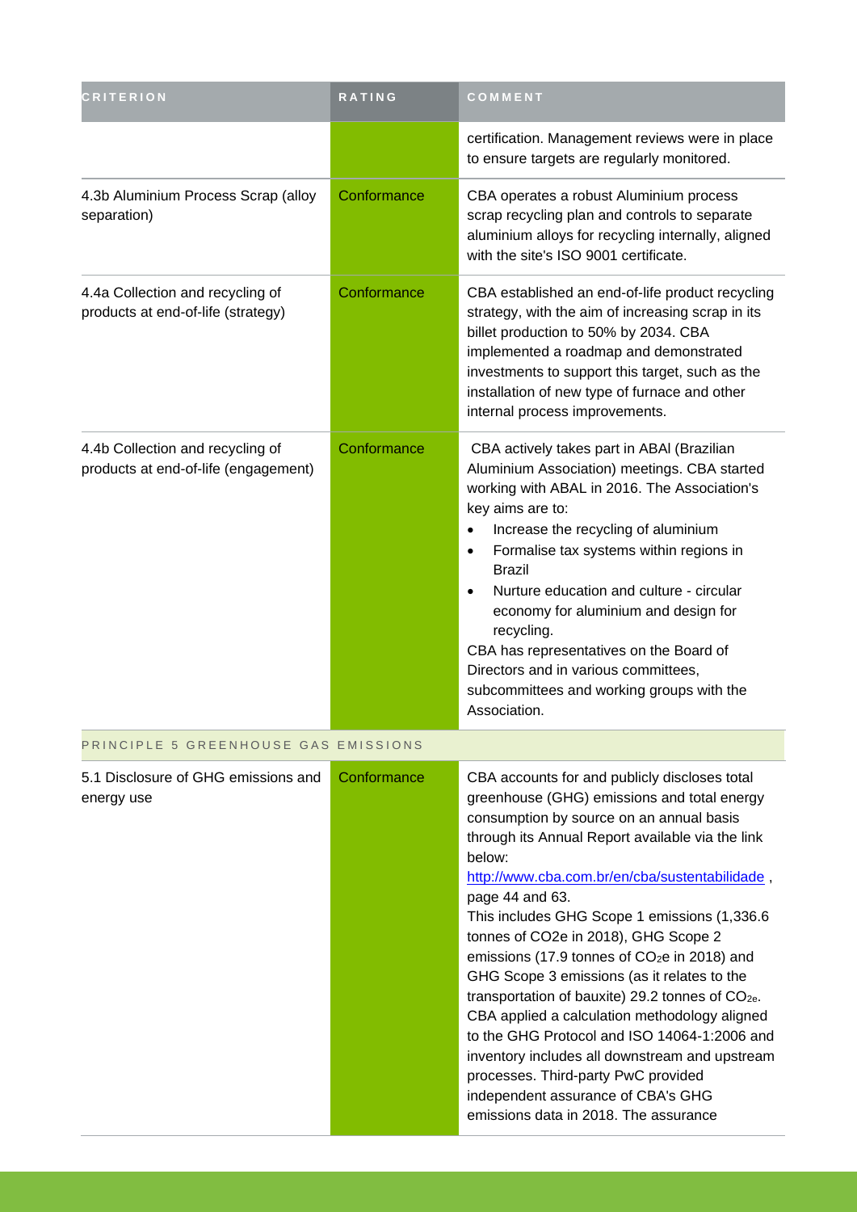| CRITERION | RATING | COMMENT |
|---|---|---|
| | | certification. Management reviews were in place to ensure targets are regularly monitored. |
| 4.3b Aluminium Process Scrap (alloy separation) | Conformance | CBA operates a robust Aluminium process scrap recycling plan and controls to separate aluminium alloys for recycling internally, aligned with the site's ISO 9001 certificate. |
| 4.4a Collection and recycling of products at end-of-life (strategy) | Conformance | CBA established an end-of-life product recycling strategy, with the aim of increasing scrap in its billet production to 50% by 2034. CBA implemented a roadmap and demonstrated investments to support this target, such as the installation of new type of furnace and other internal process improvements. |
| 4.4b Collection and recycling of products at end-of-life (engagement) | Conformance | CBA actively takes part in ABAl (Brazilian Aluminium Association) meetings. CBA started working with ABAL in 2016. The Association's key aims are to:<br>• Increase the recycling of aluminium<br>• Formalise tax systems within regions in Brazil<br>• Nurture education and culture - circular economy for aluminium and design for recycling.<br>CBA has representatives on the Board of Directors and in various committees, subcommittees and working groups with the Association. |
| PRINCIPLE 5 GREENHOUSE GAS EMISSIONS | | |
| 5.1 Disclosure of GHG emissions and energy use | Conformance | CBA accounts for and publicly discloses total greenhouse (GHG) emissions and total energy consumption by source on an annual basis through its Annual Report available via the link below:<br>http://www.cba.com.br/en/cba/sustentabilidade , page 44 and 63.<br>This includes GHG Scope 1 emissions (1,336.6 tonnes of CO2e in 2018), GHG Scope 2 emissions (17.9 tonnes of $CO_2$e in 2018) and GHG Scope 3 emissions (as it relates to the transportation of bauxite) 29.2 tonnes of $CO_{2e}$.<br>CBA applied a calculation methodology aligned to the GHG Protocol and ISO 14064-1:2006 and inventory includes all downstream and upstream processes. Third-party PwC provided independent assurance of CBA's GHG emissions data in 2018. The assurance |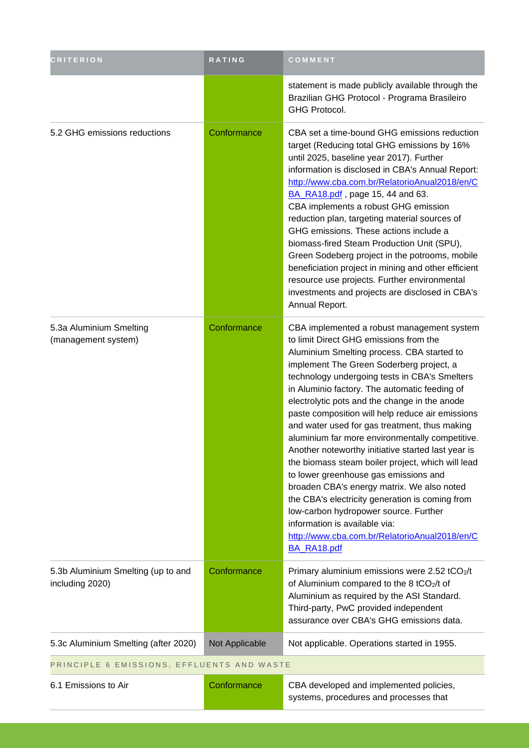| CRITERION | RATING | COMMENT |
| --- | --- | --- |
| | | statement is made publicly available through the Brazilian GHG Protocol - Programa Brasileiro GHG Protocol. |
| 5.2 GHG emissions reductions | Conformance | CBA set a time-bound GHG emissions reduction target (Reducing total GHG emissions by 16% until 2025, baseline year 2017). Further information is disclosed in CBA's Annual Report: [http://www.cba.com.br/RelatorioAnual2018/en/CBA_RA18.pdf](http://www.cba.com.br/RelatorioAnual2018/en/CBA_RA18.pdf) , page 15, 44 and 63. CBA implements a robust GHG emission reduction plan, targeting material sources of GHG emissions. These actions include a biomass-fired Steam Production Unit (SPU), Green Sodeberg project in the potrooms, mobile beneficiation project in mining and other efficient resource use projects. Further environmental investments and projects are disclosed in CBA's Annual Report. |
| 5.3a Aluminium Smelting (management system) | Conformance | CBA implemented a robust management system to limit Direct GHG emissions from the Aluminium Smelting process. CBA started to implement The Green Soderberg project, a technology undergoing tests in CBA's Smelters in Aluminio factory. The automatic feeding of electrolytic pots and the change in the anode paste composition will help reduce air emissions and water used for gas treatment, thus making aluminium far more environmentally competitive. Another noteworthy initiative started last year is the biomass steam boiler project, which will lead to lower greenhouse gas emissions and broaden CBA's energy matrix. We also noted the CBA's electricity generation is coming from low-carbon hydropower source. Further information is available via: [http://www.cba.com.br/RelatorioAnual2018/en/CBA_RA18.pdf](http://www.cba.com.br/RelatorioAnual2018/en/CBA_RA18.pdf) |
| 5.3b Aluminium Smelting (up to and including 2020) | Conformance | Primary aluminium emissions were 2.52 $tCO_2/t$ of Aluminium compared to the 8 $tCO_2/t$ of Aluminium as required by the ASI Standard. Third-party, PwC provided independent assurance over CBA's GHG emissions data. |
| 5.3c Aluminium Smelting (after 2020) | Not Applicable | Not applicable. Operations started in 1955. |
| PRINCIPLE 6 EMISSIONS, EFFLUENTS AND WASTE | | |
| 6.1 Emissions to Air | Conformance | CBA developed and implemented policies, systems, procedures and processes that |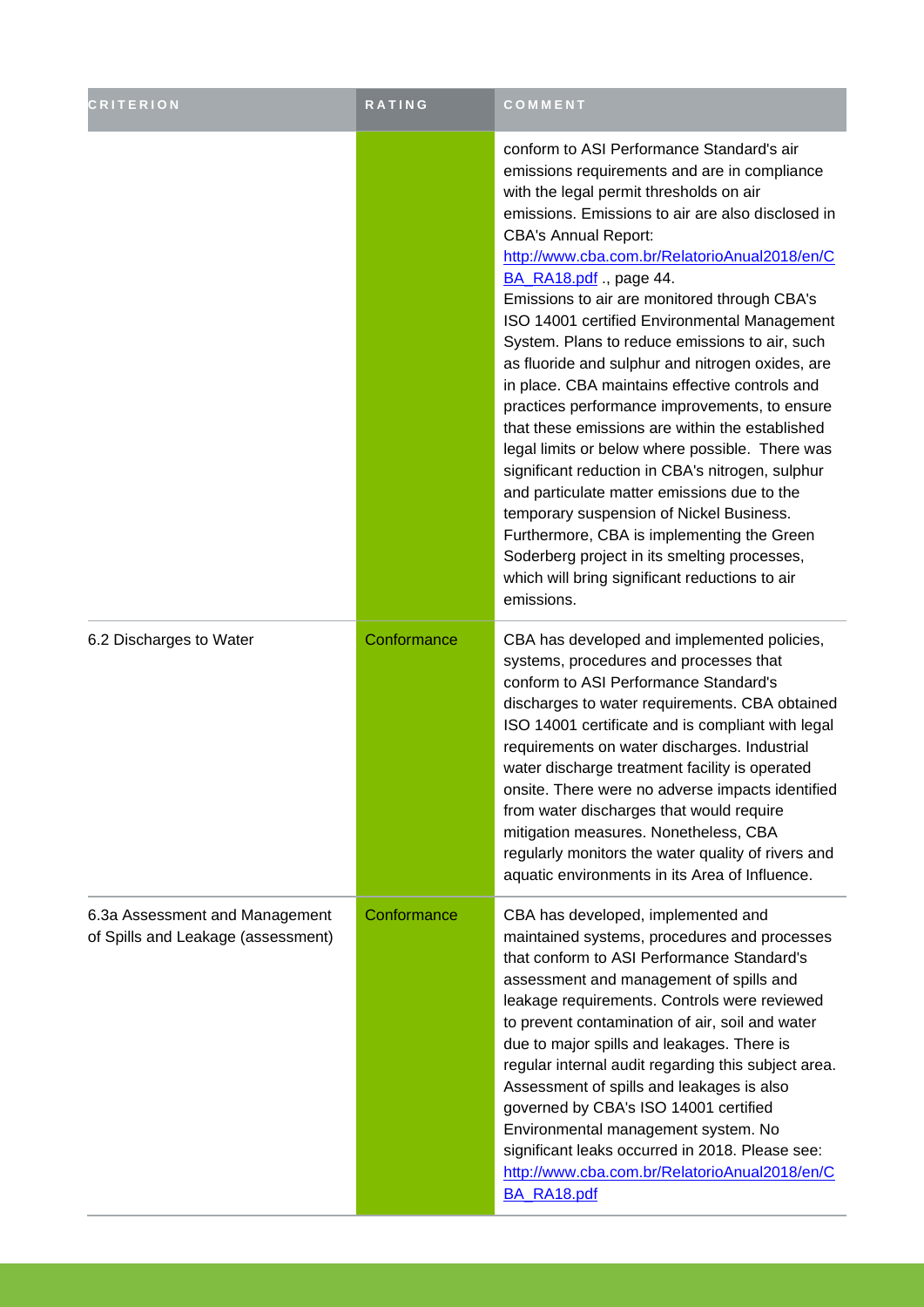| CRITERION | RATING | COMMENT |
| --- | --- | --- |
| | | conform to ASI Performance Standard's air emissions requirements and are in compliance with the legal permit thresholds on air emissions. Emissions to air are also disclosed in CBA's Annual Report: http://www.cba.com.br/RelatorioAnual2018/en/CBA_RA18.pdf ., page 44.<br>Emissions to air are monitored through CBA's ISO 14001 certified Environmental Management System. Plans to reduce emissions to air, such as fluoride and sulphur and nitrogen oxides, are in place. CBA maintains effective controls and practices performance improvements, to ensure that these emissions are within the established legal limits or below where possible. There was significant reduction in CBA's nitrogen, sulphur and particulate matter emissions due to the temporary suspension of Nickel Business. Furthermore, CBA is implementing the Green Soderberg project in its smelting processes, which will bring significant reductions to air emissions. |
| 6.2 Discharges to Water | Conformance | CBA has developed and implemented policies, systems, procedures and processes that conform to ASI Performance Standard's discharges to water requirements. CBA obtained ISO 14001 certificate and is compliant with legal requirements on water discharges. Industrial water discharge treatment facility is operated onsite. There were no adverse impacts identified from water discharges that would require mitigation measures. Nonetheless, CBA regularly monitors the water quality of rivers and aquatic environments in its Area of Influence. |
| 6.3a Assessment and Management of Spills and Leakage (assessment) | Conformance | CBA has developed, implemented and maintained systems, procedures and processes that conform to ASI Performance Standard's assessment and management of spills and leakage requirements. Controls were reviewed to prevent contamination of air, soil and water due to major spills and leakages. There is regular internal audit regarding this subject area. Assessment of spills and leakages is also governed by CBA's ISO 14001 certified Environmental management system. No significant leaks occurred in 2018. Please see: http://www.cba.com.br/RelatorioAnual2018/en/CBA_RA18.pdf |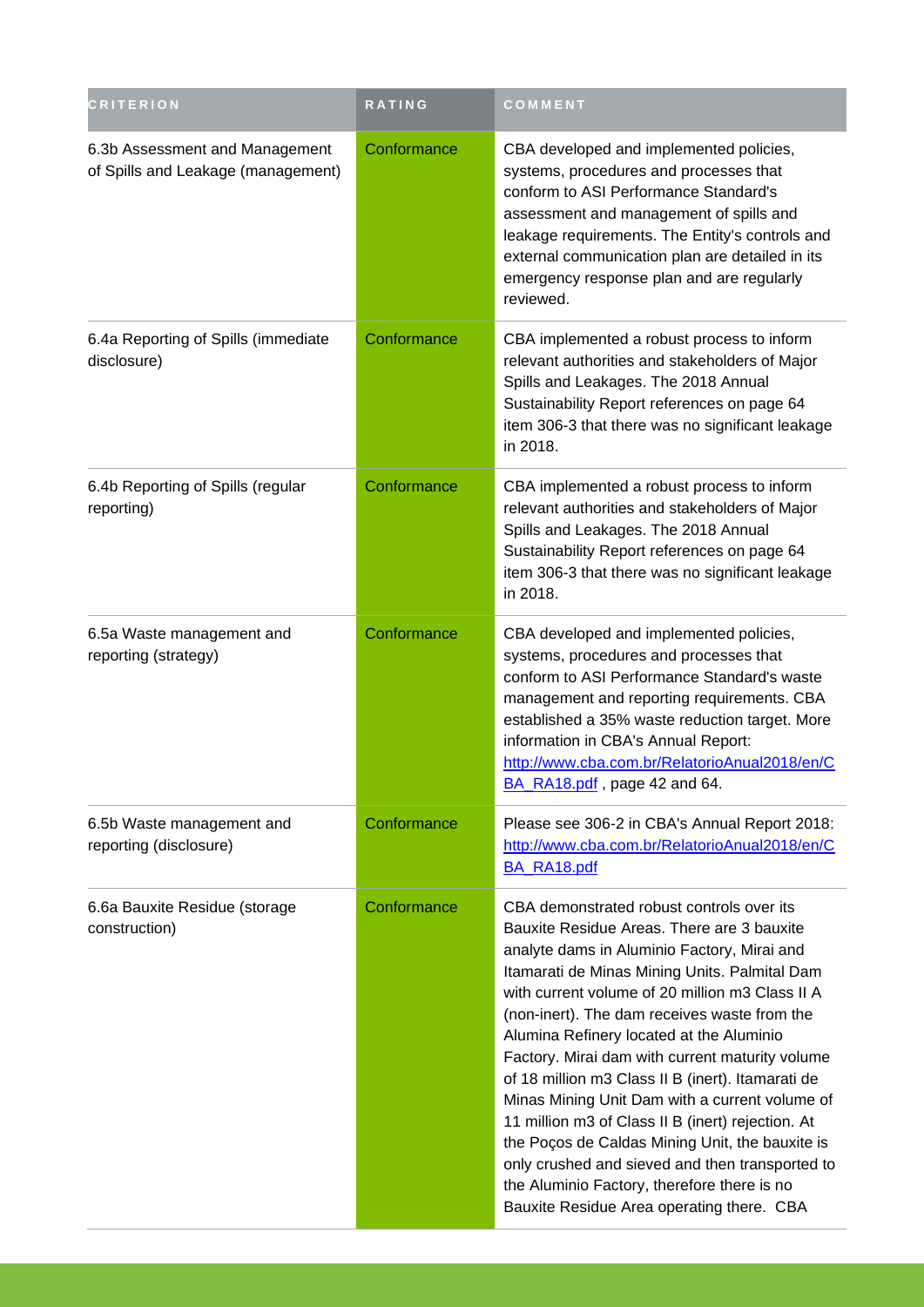| CRITERION | RATING | COMMENT |
| --- | --- | --- |
| 6.3b Assessment and Management of Spills and Leakage (management) | Conformance | CBA developed and implemented policies, systems, procedures and processes that conform to ASI Performance Standard's assessment and management of spills and leakage requirements. The Entity's controls and external communication plan are detailed in its emergency response plan and are regularly reviewed. |
| 6.4a Reporting of Spills (immediate disclosure) | Conformance | CBA implemented a robust process to inform relevant authorities and stakeholders of Major Spills and Leakages. The 2018 Annual Sustainability Report references on page 64 item 306-3 that there was no significant leakage in 2018. |
| 6.4b Reporting of Spills (regular reporting) | Conformance | CBA implemented a robust process to inform relevant authorities and stakeholders of Major Spills and Leakages. The 2018 Annual Sustainability Report references on page 64 item 306-3 that there was no significant leakage in 2018. |
| 6.5a Waste management and reporting (strategy) | Conformance | CBA developed and implemented policies, systems, procedures and processes that conform to ASI Performance Standard's waste management and reporting requirements. CBA established a 35% waste reduction target. More information in CBA's Annual Report: [http://www.cba.com.br/RelatorioAnual2018/en/CBA_RA18.pdf](http://www.cba.com.br/RelatorioAnual2018/en/CBA_RA18.pdf) , page 42 and 64. |
| 6.5b Waste management and reporting (disclosure) | Conformance | Please see 306-2 in CBA's Annual Report 2018: [http://www.cba.com.br/RelatorioAnual2018/en/CBA_RA18.pdf](http://www.cba.com.br/RelatorioAnual2018/en/CBA_RA18.pdf) |
| 6.6a Bauxite Residue (storage construction) | Conformance | CBA demonstrated robust controls over its Bauxite Residue Areas. There are 3 bauxite analyte dams in Aluminio Factory, Mirai and Itamarati de Minas Mining Units. Palmital Dam with current volume of 20 million m3 Class II A (non-inert). The dam receives waste from the Alumina Refinery located at the Aluminio Factory. Mirai dam with current maturity volume of 18 million m3 Class II B (inert). Itamarati de Minas Mining Unit Dam with a current volume of 11 million m3 of Class II B (inert) rejection. At the Poços de Caldas Mining Unit, the bauxite is only crushed and sieved and then transported to the Aluminio Factory, therefore there is no Bauxite Residue Area operating there. CBA |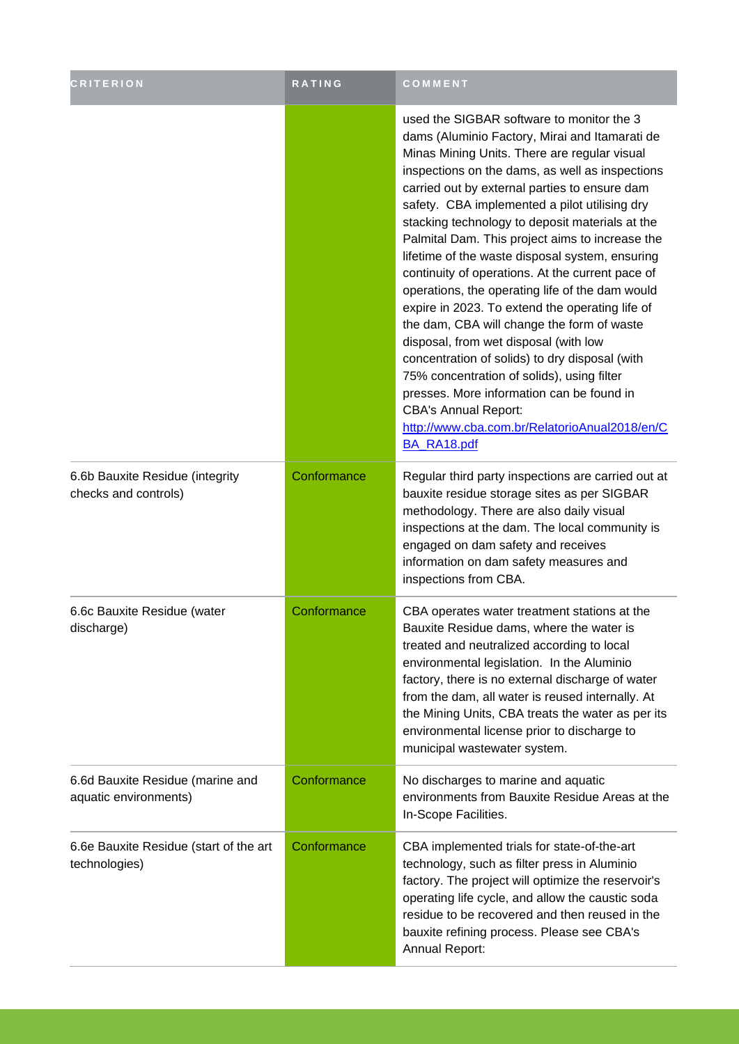| CRITERION | RATING | COMMENT |
| --- | --- | --- |
| | | used the SIGBAR software to monitor the 3 dams (Aluminio Factory, Mirai and Itamarati de Minas Mining Units. There are regular visual inspections on the dams, as well as inspections carried out by external parties to ensure dam safety. CBA implemented a pilot utilising dry stacking technology to deposit materials at the Palmital Dam. This project aims to increase the lifetime of the waste disposal system, ensuring continuity of operations. At the current pace of operations, the operating life of the dam would expire in 2023. To extend the operating life of the dam, CBA will change the form of waste disposal, from wet disposal (with low concentration of solids) to dry disposal (with 75% concentration of solids), using filter presses. More information can be found in CBA's Annual Report: http://www.cba.com.br/RelatorioAnual2018/en/CBA_RA18.pdf |
| 6.6b Bauxite Residue (integrity checks and controls) | Conformance | Regular third party inspections are carried out at bauxite residue storage sites as per SIGBAR methodology. There are also daily visual inspections at the dam. The local community is engaged on dam safety and receives information on dam safety measures and inspections from CBA. |
| 6.6c Bauxite Residue (water discharge) | Conformance | CBA operates water treatment stations at the Bauxite Residue dams, where the water is treated and neutralized according to local environmental legislation. In the Aluminio factory, there is no external discharge of water from the dam, all water is reused internally. At the Mining Units, CBA treats the water as per its environmental license prior to discharge to municipal wastewater system. |
| 6.6d Bauxite Residue (marine and aquatic environments) | Conformance | No discharges to marine and aquatic environments from Bauxite Residue Areas at the In-Scope Facilities. |
| 6.6e Bauxite Residue (start of the art technologies) | Conformance | CBA implemented trials for state-of-the-art technology, such as filter press in Aluminio factory. The project will optimize the reservoir's operating life cycle, and allow the caustic soda residue to be recovered and then reused in the bauxite refining process. Please see CBA's Annual Report: |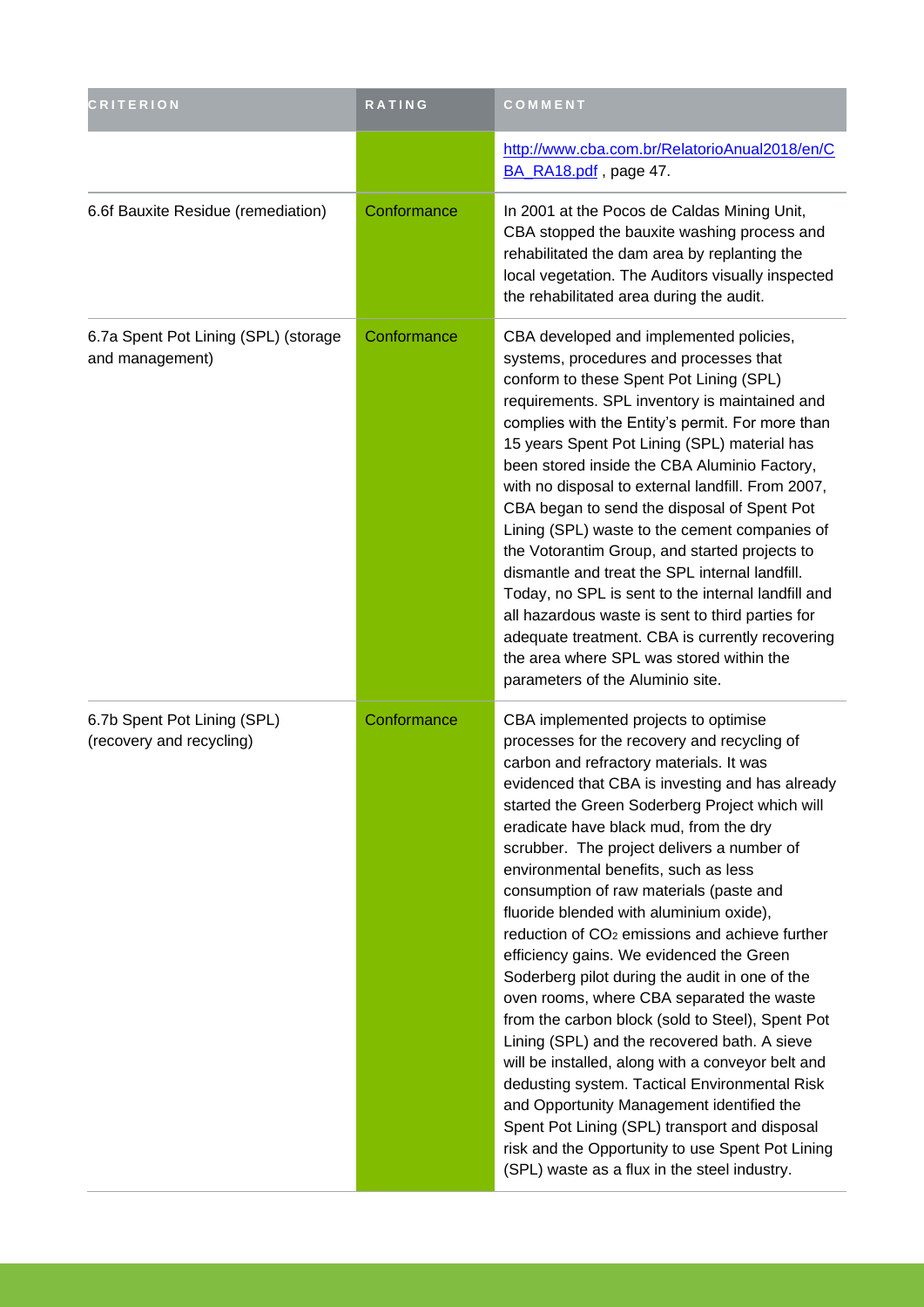| CRITERION | RATING | COMMENT |
|---|---|---|
| | | http://www.cba.com.br/RelatorioAnual2018/en/CBA_RA18.pdf , page 47. |
| 6.6f Bauxite Residue (remediation) | Conformance | In 2001 at the Pocos de Caldas Mining Unit, CBA stopped the bauxite washing process and rehabilitated the dam area by replanting the local vegetation. The Auditors visually inspected the rehabilitated area during the audit. |
| 6.7a Spent Pot Lining (SPL) (storage and management) | Conformance | CBA developed and implemented policies, systems, procedures and processes that conform to these Spent Pot Lining (SPL) requirements. SPL inventory is maintained and complies with the Entity's permit. For more than 15 years Spent Pot Lining (SPL) material has been stored inside the CBA Aluminio Factory, with no disposal to external landfill. From 2007, CBA began to send the disposal of Spent Pot Lining (SPL) waste to the cement companies of the Votorantim Group, and started projects to dismantle and treat the SPL internal landfill. Today, no SPL is sent to the internal landfill and all hazardous waste is sent to third parties for adequate treatment. CBA is currently recovering the area where SPL was stored within the parameters of the Aluminio site. |
| 6.7b Spent Pot Lining (SPL) (recovery and recycling) | Conformance | CBA implemented projects to optimise processes for the recovery and recycling of carbon and refractory materials. It was evidenced that CBA is investing and has already started the Green Soderberg Project which will eradicate have black mud, from the dry scrubber. The project delivers a number of environmental benefits, such as less consumption of raw materials (paste and fluoride blended with aluminium oxide), reduction of $CO_2$ emissions and achieve further efficiency gains. We evidenced the Green Soderberg pilot during the audit in one of the oven rooms, where CBA separated the waste from the carbon block (sold to Steel), Spent Pot Lining (SPL) and the recovered bath. A sieve will be installed, along with a conveyor belt and dedusting system. Tactical Environmental Risk and Opportunity Management identified the Spent Pot Lining (SPL) transport and disposal risk and the Opportunity to use Spent Pot Lining (SPL) waste as a flux in the steel industry. |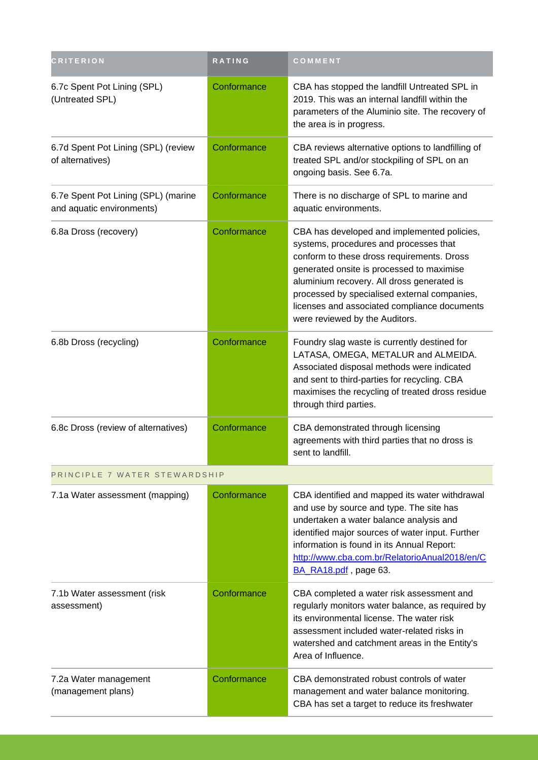| CRITERION | RATING | COMMENT |
| --- | --- | --- |
| 6.7c Spent Pot Lining (SPL) (Untreated SPL) | Conformance | CBA has stopped the landfill Untreated SPL in 2019. This was an internal landfill within the parameters of the Aluminio site. The recovery of the area is in progress. |
| 6.7d Spent Pot Lining (SPL) (review of alternatives) | Conformance | CBA reviews alternative options to landfilling of treated SPL and/or stockpiling of SPL on an ongoing basis. See 6.7a. |
| 6.7e Spent Pot Lining (SPL) (marine and aquatic environments) | Conformance | There is no discharge of SPL to marine and aquatic environments. |
| 6.8a Dross (recovery) | Conformance | CBA has developed and implemented policies, systems, procedures and processes that conform to these dross requirements. Dross generated onsite is processed to maximise aluminium recovery. All dross generated is processed by specialised external companies, licenses and associated compliance documents were reviewed by the Auditors. |
| 6.8b Dross (recycling) | Conformance | Foundry slag waste is currently destined for LATASA, OMEGA, METALUR and ALMEIDA. Associated disposal methods were indicated and sent to third-parties for recycling. CBA maximises the recycling of treated dross residue through third parties. |
| 6.8c Dross (review of alternatives) | Conformance | CBA demonstrated through licensing agreements with third parties that no dross is sent to landfill. |
| PRINCIPLE 7 WATER STEWARDSHIP | | |
| 7.1a Water assessment (mapping) | Conformance | CBA identified and mapped its water withdrawal and use by source and type. The site has undertaken a water balance analysis and identified major sources of water input. Further information is found in its Annual Report: [http://www.cba.com.br/RelatorioAnual2018/en/CBA_RA18.pdf](http://www.cba.com.br/RelatorioAnual2018/en/CBA_RA18.pdf) , page 63. |
| 7.1b Water assessment (risk assessment) | Conformance | CBA completed a water risk assessment and regularly monitors water balance, as required by its environmental license. The water risk assessment included water-related risks in watershed and catchment areas in the Entity's Area of Influence. |
| 7.2a Water management (management plans) | Conformance | CBA demonstrated robust controls of water management and water balance monitoring. CBA has set a target to reduce its freshwater |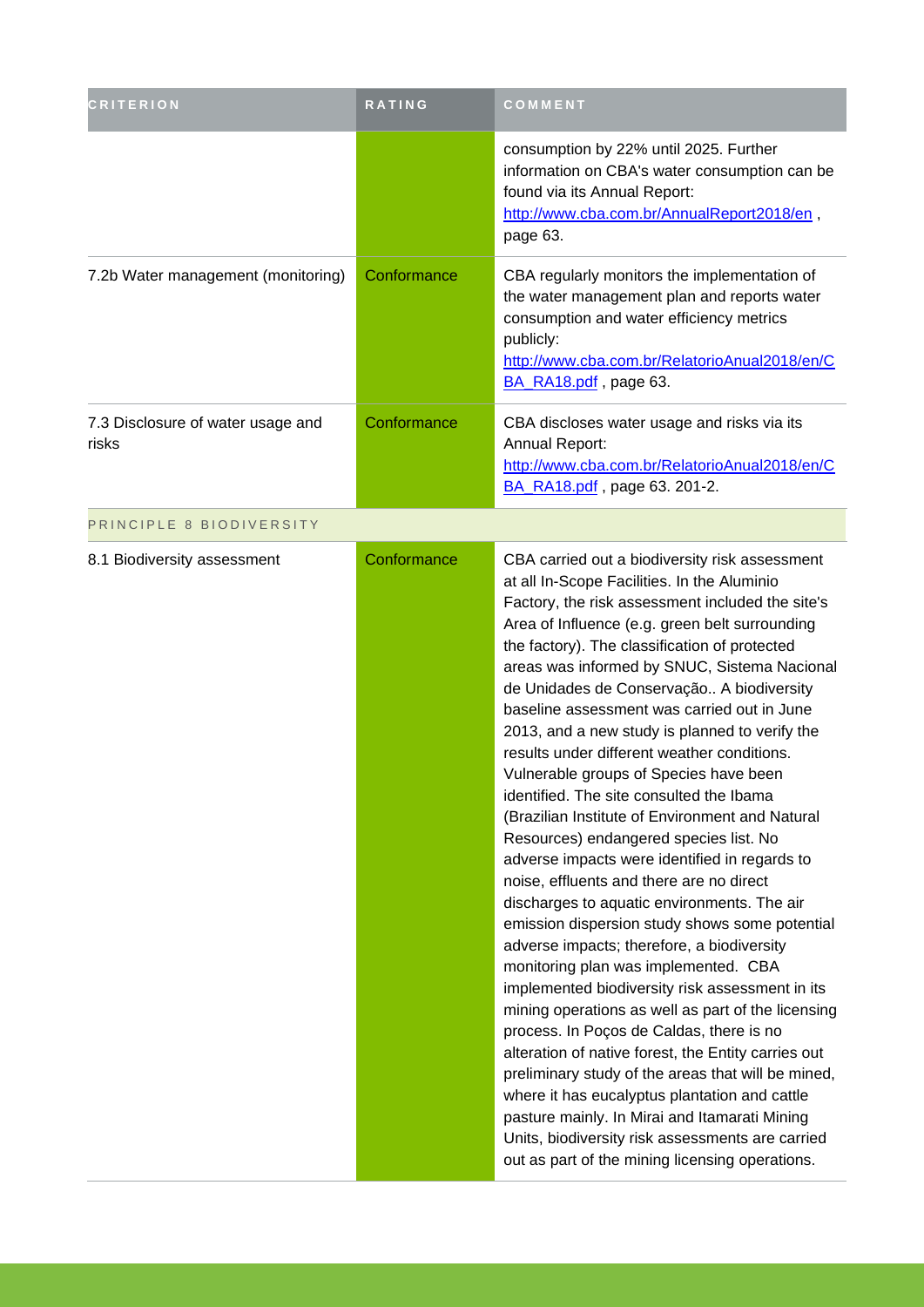| CRITERION | RATING | COMMENT |
| --- | --- | --- |
| | | consumption by 22% until 2025. Further information on CBA's water consumption can be found via its Annual Report: http://www.cba.com.br/AnnualReport2018/en , page 63. |
| 7.2b Water management (monitoring) | Conformance | CBA regularly monitors the implementation of the water management plan and reports water consumption and water efficiency metrics publicly: http://www.cba.com.br/RelatorioAnual2018/en/CBA_RA18.pdf , page 63. |
| 7.3 Disclosure of water usage and risks | Conformance | CBA discloses water usage and risks via its Annual Report: http://www.cba.com.br/RelatorioAnual2018/en/CBA_RA18.pdf , page 63. 201-2. |
| PRINCIPLE 8 BIODIVERSITY | | |
| 8.1 Biodiversity assessment | Conformance | CBA carried out a biodiversity risk assessment at all In-Scope Facilities. In the Aluminio Factory, the risk assessment included the site's Area of Influence (e.g. green belt surrounding the factory). The classification of protected areas was informed by SNUC, Sistema Nacional de Unidades de Conservação.. A biodiversity baseline assessment was carried out in June 2013, and a new study is planned to verify the results under different weather conditions. Vulnerable groups of Species have been identified. The site consulted the Ibama (Brazilian Institute of Environment and Natural Resources) endangered species list. No adverse impacts were identified in regards to noise, effluents and there are no direct discharges to aquatic environments. The air emission dispersion study shows some potential adverse impacts; therefore, a biodiversity monitoring plan was implemented. CBA implemented biodiversity risk assessment in its mining operations as well as part of the licensing process. In Poços de Caldas, there is no alteration of native forest, the Entity carries out preliminary study of the areas that will be mined, where it has eucalyptus plantation and cattle pasture mainly. In Mirai and Itamarati Mining Units, biodiversity risk assessments are carried out as part of the mining licensing operations. |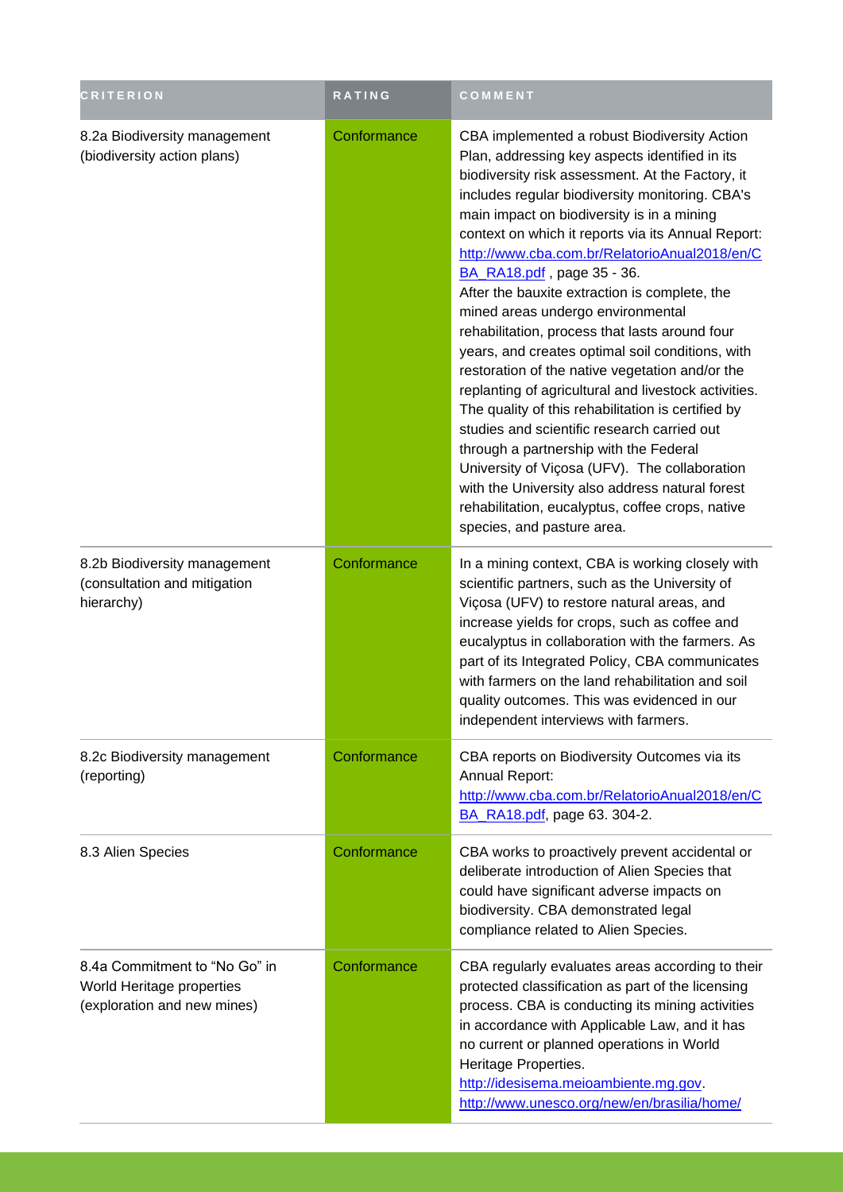| CRITERION | RATING | COMMENT |
| --- | --- | --- |
| 8.2a Biodiversity management (biodiversity action plans) | Conformance | CBA implemented a robust Biodiversity Action Plan, addressing key aspects identified in its biodiversity risk assessment. At the Factory, it includes regular biodiversity monitoring. CBA's main impact on biodiversity is in a mining context on which it reports via its Annual Report: http://www.cba.com.br/RelatorioAnual2018/en/CBA_RA18.pdf , page 35 - 36. After the bauxite extraction is complete, the mined areas undergo environmental rehabilitation, process that lasts around four years, and creates optimal soil conditions, with restoration of the native vegetation and/or the replanting of agricultural and livestock activities. The quality of this rehabilitation is certified by studies and scientific research carried out through a partnership with the Federal University of Viçosa (UFV). The collaboration with the University also address natural forest rehabilitation, eucalyptus, coffee crops, native species, and pasture area. |
| 8.2b Biodiversity management (consultation and mitigation hierarchy) | Conformance | In a mining context, CBA is working closely with scientific partners, such as the University of Viçosa (UFV) to restore natural areas, and increase yields for crops, such as coffee and eucalyptus in collaboration with the farmers. As part of its Integrated Policy, CBA communicates with farmers on the land rehabilitation and soil quality outcomes. This was evidenced in our independent interviews with farmers. |
| 8.2c Biodiversity management (reporting) | Conformance | CBA reports on Biodiversity Outcomes via its Annual Report: http://www.cba.com.br/RelatorioAnual2018/en/CBA_RA18.pdf, page 63. 304-2. |
| 8.3 Alien Species | Conformance | CBA works to proactively prevent accidental or deliberate introduction of Alien Species that could have significant adverse impacts on biodiversity. CBA demonstrated legal compliance related to Alien Species. |
| 8.4a Commitment to "No Go" in World Heritage properties (exploration and new mines) | Conformance | CBA regularly evaluates areas according to their protected classification as part of the licensing process. CBA is conducting its mining activities in accordance with Applicable Law, and it has no current or planned operations in World Heritage Properties. http://idesisema.meioambiente.mg.gov. http://www.unesco.org/new/en/brasilia/home/ |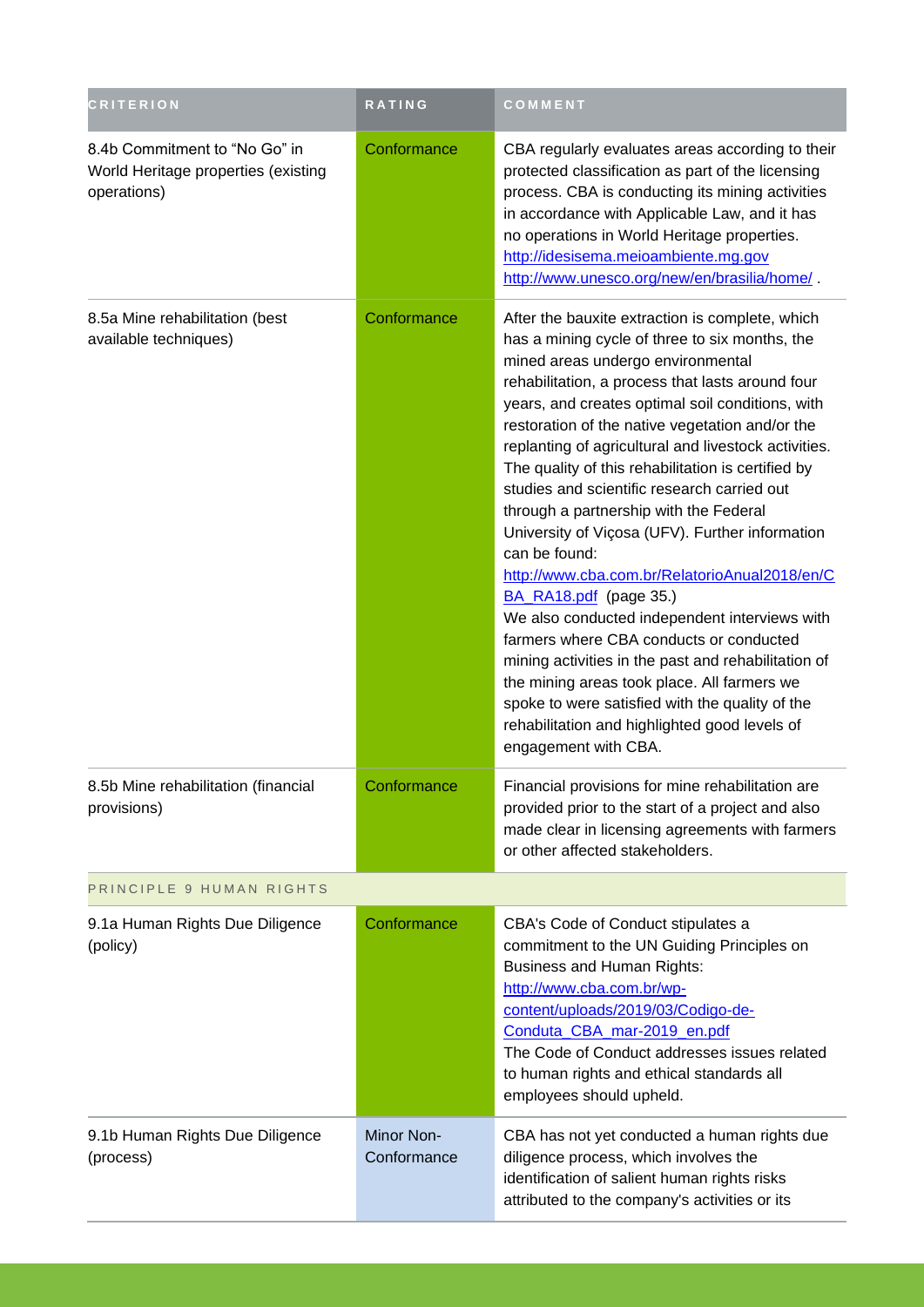| CRITERION | RATING | COMMENT |
|---|---|---|
| 8.4b Commitment to "No Go" in World Heritage properties (existing operations) | Conformance | CBA regularly evaluates areas according to their protected classification as part of the licensing process. CBA is conducting its mining activities in accordance with Applicable Law, and it has no operations in World Heritage properties. http://idesisema.meioambiente.mg.gov http://www.unesco.org/new/en/brasilia/home/ . |
| 8.5a Mine rehabilitation (best available techniques) | Conformance | After the bauxite extraction is complete, which has a mining cycle of three to six months, the mined areas undergo environmental rehabilitation, a process that lasts around four years, and creates optimal soil conditions, with restoration of the native vegetation and/or the replanting of agricultural and livestock activities. The quality of this rehabilitation is certified by studies and scientific research carried out through a partnership with the Federal University of Viçosa (UFV). Further information can be found: http://www.cba.com.br/RelatorioAnual2018/en/CBA_RA18.pdf (page 35.)<br>We also conducted independent interviews with farmers where CBA conducts or conducted mining activities in the past and rehabilitation of the mining areas took place. All farmers we spoke to were satisfied with the quality of the rehabilitation and highlighted good levels of engagement with CBA. |
| 8.5b Mine rehabilitation (financial provisions) | Conformance | Financial provisions for mine rehabilitation are provided prior to the start of a project and also made clear in licensing agreements with farmers or other affected stakeholders. |
| PRINCIPLE 9 HUMAN RIGHTS | | |
| 9.1a Human Rights Due Diligence (policy) | Conformance | CBA's Code of Conduct stipulates a commitment to the UN Guiding Principles on Business and Human Rights: http://www.cba.com.br/wp-content/uploads/2019/03/Codigo-de-Conduta_CBA_mar-2019_en.pdf<br>The Code of Conduct addresses issues related to human rights and ethical standards all employees should upheld. |
| 9.1b Human Rights Due Diligence (process) | Minor Non-Conformance | CBA has not yet conducted a human rights due diligence process, which involves the identification of salient human rights risks attributed to the company's activities or its |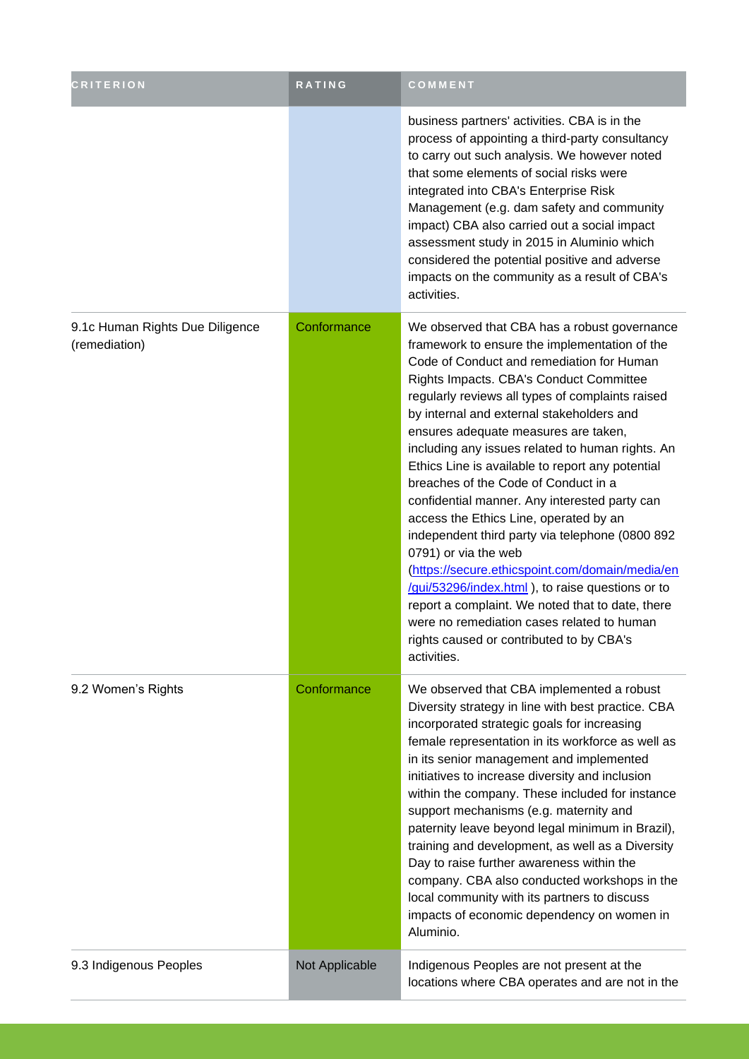| CRITERION | RATING | COMMENT |
| --- | --- | --- |
| | | business partners' activities. CBA is in the process of appointing a third-party consultancy to carry out such analysis. We however noted that some elements of social risks were integrated into CBA's Enterprise Risk Management (e.g. dam safety and community impact) CBA also carried out a social impact assessment study in 2015 in Aluminio which considered the potential positive and adverse impacts on the community as a result of CBA's activities. |
| 9.1c Human Rights Due Diligence (remediation) | Conformance | We observed that CBA has a robust governance framework to ensure the implementation of the Code of Conduct and remediation for Human Rights Impacts. CBA's Conduct Committee regularly reviews all types of complaints raised by internal and external stakeholders and ensures adequate measures are taken, including any issues related to human rights. An Ethics Line is available to report any potential breaches of the Code of Conduct in a confidential manner. Any interested party can access the Ethics Line, operated by an independent third party via telephone (0800 892 0791) or via the web (https://secure.ethicspoint.com/domain/media/en/gui/53296/index.html ), to raise questions or to report a complaint. We noted that to date, there were no remediation cases related to human rights caused or contributed to by CBA's activities. |
| 9.2 Women's Rights | Conformance | We observed that CBA implemented a robust Diversity strategy in line with best practice. CBA incorporated strategic goals for increasing female representation in its workforce as well as in its senior management and implemented initiatives to increase diversity and inclusion within the company. These included for instance support mechanisms (e.g. maternity and paternity leave beyond legal minimum in Brazil), training and development, as well as a Diversity Day to raise further awareness within the company. CBA also conducted workshops in the local community with its partners to discuss impacts of economic dependency on women in Aluminio. |
| 9.3 Indigenous Peoples | Not Applicable | Indigenous Peoples are not present at the locations where CBA operates and are not in the |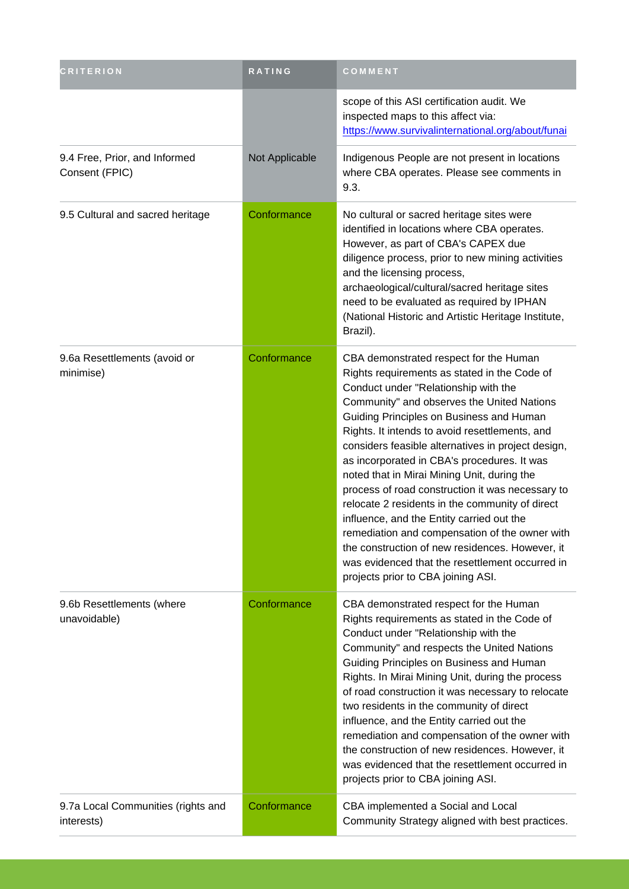| CRITERION | RATING | COMMENT |
| --- | --- | --- |
| | | scope of this ASI certification audit. We inspected maps to this affect via: https://www.survivalinternational.org/about/funai |
| 9.4 Free, Prior, and Informed Consent (FPIC) | Not Applicable | Indigenous People are not present in locations where CBA operates. Please see comments in 9.3. |
| 9.5 Cultural and sacred heritage | Conformance | No cultural or sacred heritage sites were identified in locations where CBA operates. However, as part of CBA's CAPEX due diligence process, prior to new mining activities and the licensing process, archaeological/cultural/sacred heritage sites need to be evaluated as required by IPHAN (National Historic and Artistic Heritage Institute, Brazil). |
| 9.6a Resettlements (avoid or minimise) | Conformance | CBA demonstrated respect for the Human Rights requirements as stated in the Code of Conduct under "Relationship with the Community" and observes the United Nations Guiding Principles on Business and Human Rights. It intends to avoid resettlements, and considers feasible alternatives in project design, as incorporated in CBA's procedures. It was noted that in Mirai Mining Unit, during the process of road construction it was necessary to relocate 2 residents in the community of direct influence, and the Entity carried out the remediation and compensation of the owner with the construction of new residences. However, it was evidenced that the resettlement occurred in projects prior to CBA joining ASI. |
| 9.6b Resettlements (where unavoidable) | Conformance | CBA demonstrated respect for the Human Rights requirements as stated in the Code of Conduct under "Relationship with the Community" and respects the United Nations Guiding Principles on Business and Human Rights. In Mirai Mining Unit, during the process of road construction it was necessary to relocate two residents in the community of direct influence, and the Entity carried out the remediation and compensation of the owner with the construction of new residences. However, it was evidenced that the resettlement occurred in projects prior to CBA joining ASI. |
| 9.7a Local Communities (rights and interests) | Conformance | CBA implemented a Social and Local Community Strategy aligned with best practices. |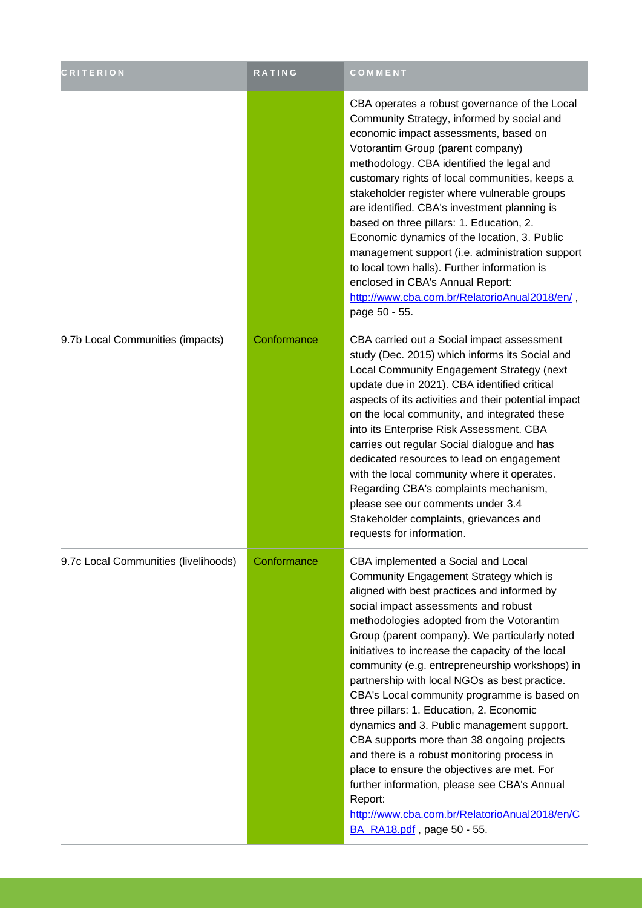| CRITERION | RATING | COMMENT |
| --- | --- | --- |
| | | CBA operates a robust governance of the Local Community Strategy, informed by social and economic impact assessments, based on Votorantim Group (parent company) methodology. CBA identified the legal and customary rights of local communities, keeps a stakeholder register where vulnerable groups are identified. CBA's investment planning is based on three pillars: 1. Education, 2. Economic dynamics of the location, 3. Public management support (i.e. administration support to local town halls). Further information is enclosed in CBA's Annual Report: http://www.cba.com.br/RelatorioAnual2018/en/ , page 50 - 55. |
| 9.7b Local Communities (impacts) | Conformance | CBA carried out a Social impact assessment study (Dec. 2015) which informs its Social and Local Community Engagement Strategy (next update due in 2021). CBA identified critical aspects of its activities and their potential impact on the local community, and integrated these into its Enterprise Risk Assessment. CBA carries out regular Social dialogue and has dedicated resources to lead on engagement with the local community where it operates. Regarding CBA's complaints mechanism, please see our comments under 3.4 Stakeholder complaints, grievances and requests for information. |
| 9.7c Local Communities (livelihoods) | Conformance | CBA implemented a Social and Local Community Engagement Strategy which is aligned with best practices and informed by social impact assessments and robust methodologies adopted from the Votorantim Group (parent company). We particularly noted initiatives to increase the capacity of the local community (e.g. entrepreneurship workshops) in partnership with local NGOs as best practice. CBA's Local community programme is based on three pillars: 1. Education, 2. Economic dynamics and 3. Public management support. CBA supports more than 38 ongoing projects and there is a robust monitoring process in place to ensure the objectives are met. For further information, please see CBA's Annual Report: http://www.cba.com.br/RelatorioAnual2018/en/CBA_RA18.pdf , page 50 - 55. |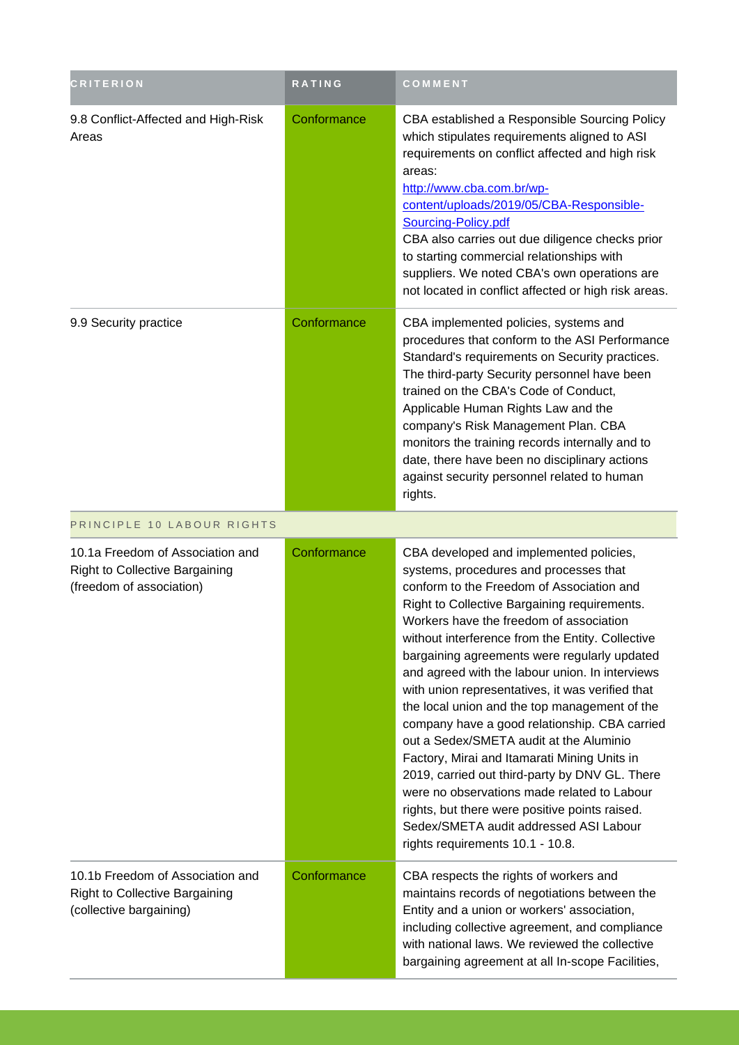| CRITERION | RATING | COMMENT |
| --- | --- | --- |
| 9.8 Conflict-Affected and High-Risk Areas | Conformance | CBA established a Responsible Sourcing Policy which stipulates requirements aligned to ASI requirements on conflict affected and high risk areas: [http://www.cba.com.br/wp-content/uploads/2019/05/CBA-Responsible-Sourcing-Policy.pdf](http://www.cba.com.br/wp-content/uploads/2019/05/CBA-Responsible-Sourcing-Policy.pdf) CBA also carries out due diligence checks prior to starting commercial relationships with suppliers. We noted CBA's own operations are not located in conflict affected or high risk areas. |
| 9.9 Security practice | Conformance | CBA implemented policies, systems and procedures that conform to the ASI Performance Standard's requirements on Security practices. The third-party Security personnel have been trained on the CBA's Code of Conduct, Applicable Human Rights Law and the company's Risk Management Plan. CBA monitors the training records internally and to date, there have been no disciplinary actions against security personnel related to human rights. |
| PRINCIPLE 10 LABOUR RIGHTS | | |
| 10.1a Freedom of Association and Right to Collective Bargaining (freedom of association) | Conformance | CBA developed and implemented policies, systems, procedures and processes that conform to the Freedom of Association and Right to Collective Bargaining requirements. Workers have the freedom of association without interference from the Entity. Collective bargaining agreements were regularly updated and agreed with the labour union. In interviews with union representatives, it was verified that the local union and the top management of the company have a good relationship. CBA carried out a Sedex/SMETA audit at the Aluminio Factory, Mirai and Itamarati Mining Units in 2019, carried out third-party by DNV GL. There were no observations made related to Labour rights, but there were positive points raised. Sedex/SMETA audit addressed ASI Labour rights requirements 10.1 - 10.8. |
| 10.1b Freedom of Association and Right to Collective Bargaining (collective bargaining) | Conformance | CBA respects the rights of workers and maintains records of negotiations between the Entity and a union or workers' association, including collective agreement, and compliance with national laws. We reviewed the collective bargaining agreement at all In-scope Facilities, |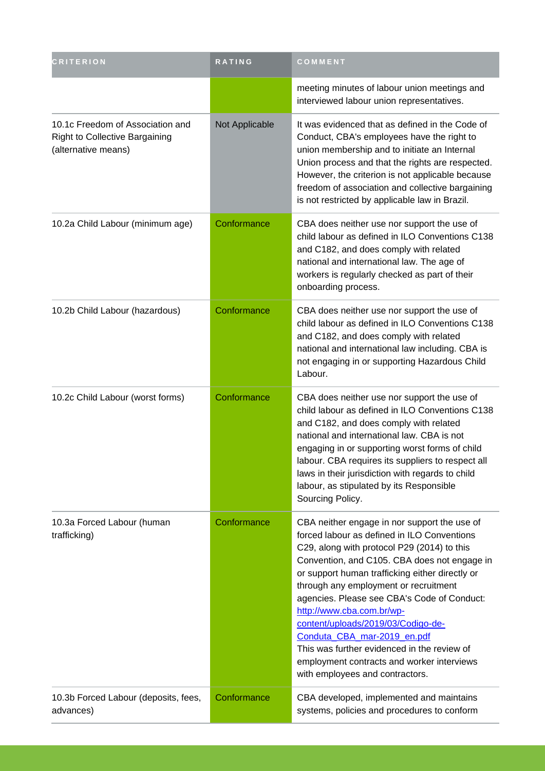| CRITERION | RATING | COMMENT |
| --- | --- | --- |
| | | meeting minutes of labour union meetings and interviewed labour union representatives. |
| 10.1c Freedom of Association and Right to Collective Bargaining (alternative means) | Not Applicable | It was evidenced that as defined in the Code of Conduct, CBA's employees have the right to union membership and to initiate an Internal Union process and that the rights are respected. However, the criterion is not applicable because freedom of association and collective bargaining is not restricted by applicable law in Brazil. |
| 10.2a Child Labour (minimum age) | Conformance | CBA does neither use nor support the use of child labour as defined in ILO Conventions C138 and C182, and does comply with related national and international law. The age of workers is regularly checked as part of their onboarding process. |
| 10.2b Child Labour (hazardous) | Conformance | CBA does neither use nor support the use of child labour as defined in ILO Conventions C138 and C182, and does comply with related national and international law including. CBA is not engaging in or supporting Hazardous Child Labour. |
| 10.2c Child Labour (worst forms) | Conformance | CBA does neither use nor support the use of child labour as defined in ILO Conventions C138 and C182, and does comply with related national and international law. CBA is not engaging in or supporting worst forms of child labour. CBA requires its suppliers to respect all laws in their jurisdiction with regards to child labour, as stipulated by its Responsible Sourcing Policy. |
| 10.3a Forced Labour (human trafficking) | Conformance | CBA neither engage in nor support the use of forced labour as defined in ILO Conventions C29, along with protocol P29 (2014) to this Convention, and C105. CBA does not engage in or support human trafficking either directly or through any employment or recruitment agencies. Please see CBA's Code of Conduct: http://www.cba.com.br/wp-content/uploads/2019/03/Codigo-de-Conduta_CBA_mar-2019_en.pdf This was further evidenced in the review of employment contracts and worker interviews with employees and contractors. |
| 10.3b Forced Labour (deposits, fees, advances) | Conformance | CBA developed, implemented and maintains systems, policies and procedures to conform |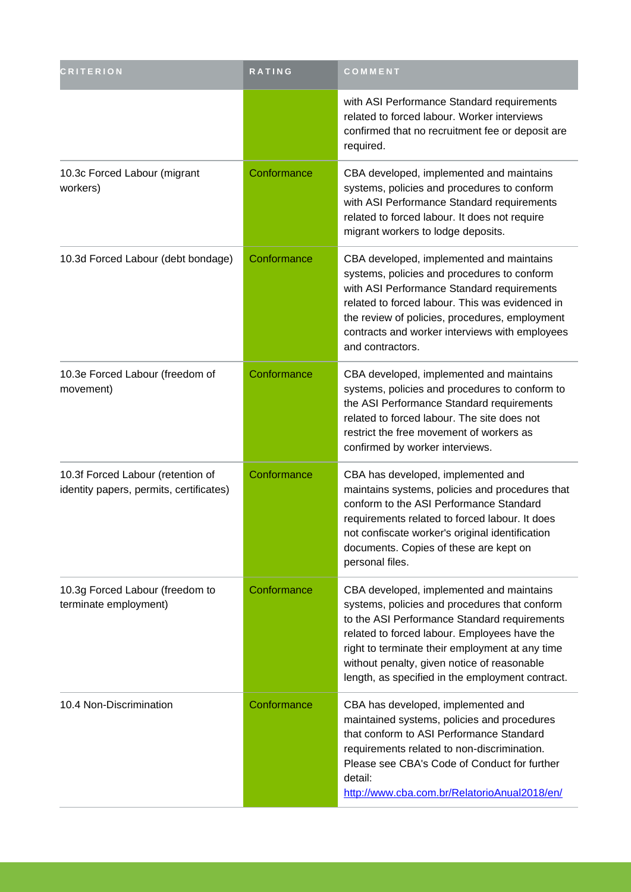| CRITERION | RATING | COMMENT |
| --- | --- | --- |
| | | with ASI Performance Standard requirements related to forced labour. Worker interviews confirmed that no recruitment fee or deposit are required. |
| 10.3c Forced Labour (migrant workers) | Conformance | CBA developed, implemented and maintains systems, policies and procedures to conform with ASI Performance Standard requirements related to forced labour. It does not require migrant workers to lodge deposits. |
| 10.3d Forced Labour (debt bondage) | Conformance | CBA developed, implemented and maintains systems, policies and procedures to conform with ASI Performance Standard requirements related to forced labour. This was evidenced in the review of policies, procedures, employment contracts and worker interviews with employees and contractors. |
| 10.3e Forced Labour (freedom of movement) | Conformance | CBA developed, implemented and maintains systems, policies and procedures to conform to the ASI Performance Standard requirements related to forced labour. The site does not restrict the free movement of workers as confirmed by worker interviews. |
| 10.3f Forced Labour (retention of identity papers, permits, certificates) | Conformance | CBA has developed, implemented and maintains systems, policies and procedures that conform to the ASI Performance Standard requirements related to forced labour. It does not confiscate worker's original identification documents. Copies of these are kept on personal files. |
| 10.3g Forced Labour (freedom to terminate employment) | Conformance | CBA developed, implemented and maintains systems, policies and procedures that conform to the ASI Performance Standard requirements related to forced labour. Employees have the right to terminate their employment at any time without penalty, given notice of reasonable length, as specified in the employment contract. |
| 10.4 Non-Discrimination | Conformance | CBA has developed, implemented and maintained systems, policies and procedures that conform to ASI Performance Standard requirements related to non-discrimination. Please see CBA's Code of Conduct for further detail: http://www.cba.com.br/RelatorioAnual2018/en/ |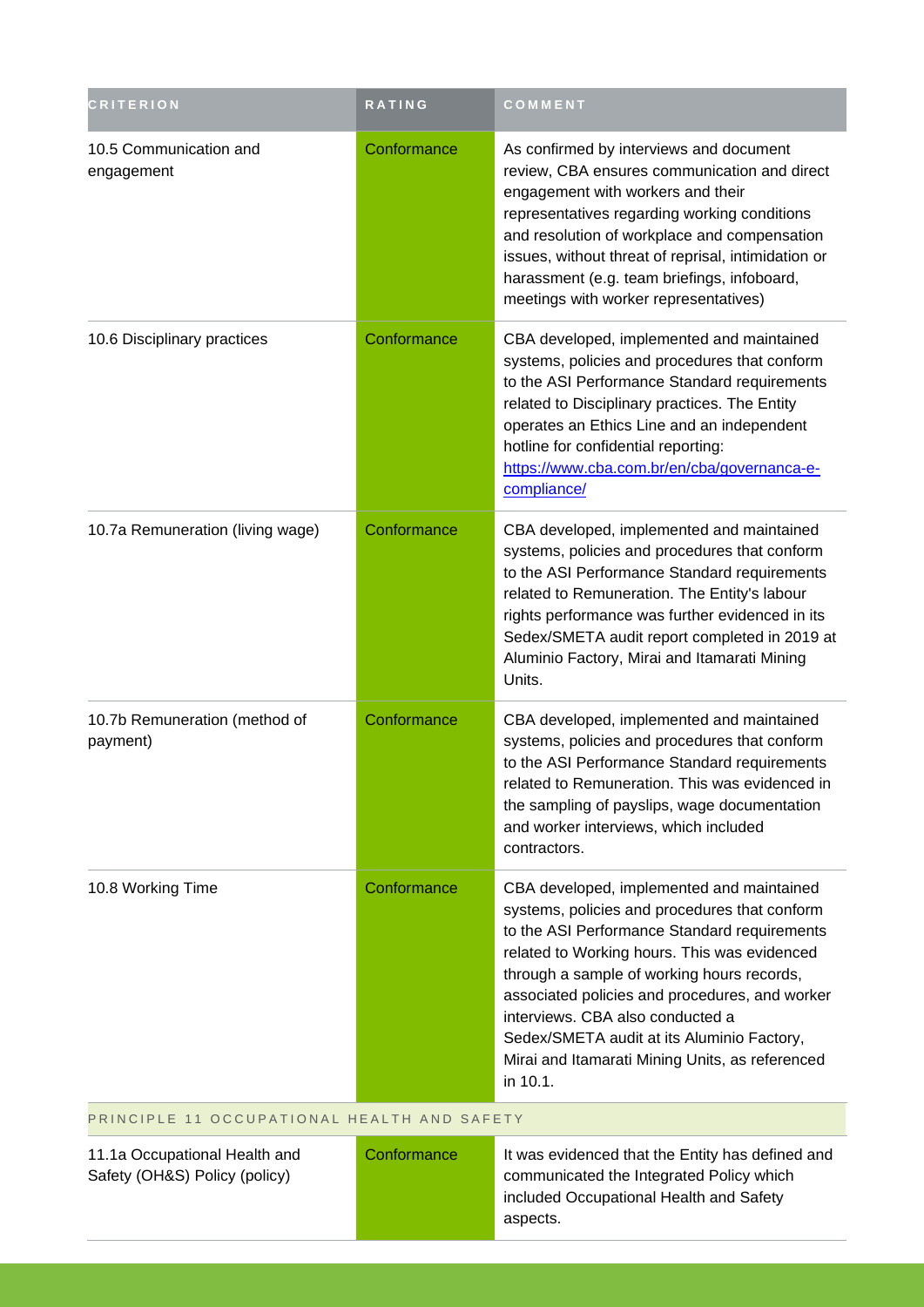| CRITERION | RATING | COMMENT |
| --- | --- | --- |
| 10.5 Communication and engagement | Conformance | As confirmed by interviews and document review, CBA ensures communication and direct engagement with workers and their representatives regarding working conditions and resolution of workplace and compensation issues, without threat of reprisal, intimidation or harassment (e.g. team briefings, infoboard, meetings with worker representatives) |
| 10.6 Disciplinary practices | Conformance | CBA developed, implemented and maintained systems, policies and procedures that conform to the ASI Performance Standard requirements related to Disciplinary practices. The Entity operates an Ethics Line and an independent hotline for confidential reporting: [https://www.cba.com.br/en/cba/governanca-e-compliance/](https://www.cba.com.br/en/cba/governanca-e-compliance/) |
| 10.7a Remuneration (living wage) | Conformance | CBA developed, implemented and maintained systems, policies and procedures that conform to the ASI Performance Standard requirements related to Remuneration. The Entity's labour rights performance was further evidenced in its Sedex/SMETA audit report completed in 2019 at Aluminio Factory, Mirai and Itamarati Mining Units. |
| 10.7b Remuneration (method of payment) | Conformance | CBA developed, implemented and maintained systems, policies and procedures that conform to the ASI Performance Standard requirements related to Remuneration. This was evidenced in the sampling of payslips, wage documentation and worker interviews, which included contractors. |
| 10.8 Working Time | Conformance | CBA developed, implemented and maintained systems, policies and procedures that conform to the ASI Performance Standard requirements related to Working hours. This was evidenced through a sample of working hours records, associated policies and procedures, and worker interviews. CBA also conducted a Sedex/SMETA audit at its Aluminio Factory, Mirai and Itamarati Mining Units, as referenced in 10.1. |
| PRINCIPLE 11 OCCUPATIONAL HEALTH AND SAFETY | | |
| 11.1a Occupational Health and Safety (OH&S) Policy (policy) | Conformance | It was evidenced that the Entity has defined and communicated the Integrated Policy which included Occupational Health and Safety aspects. |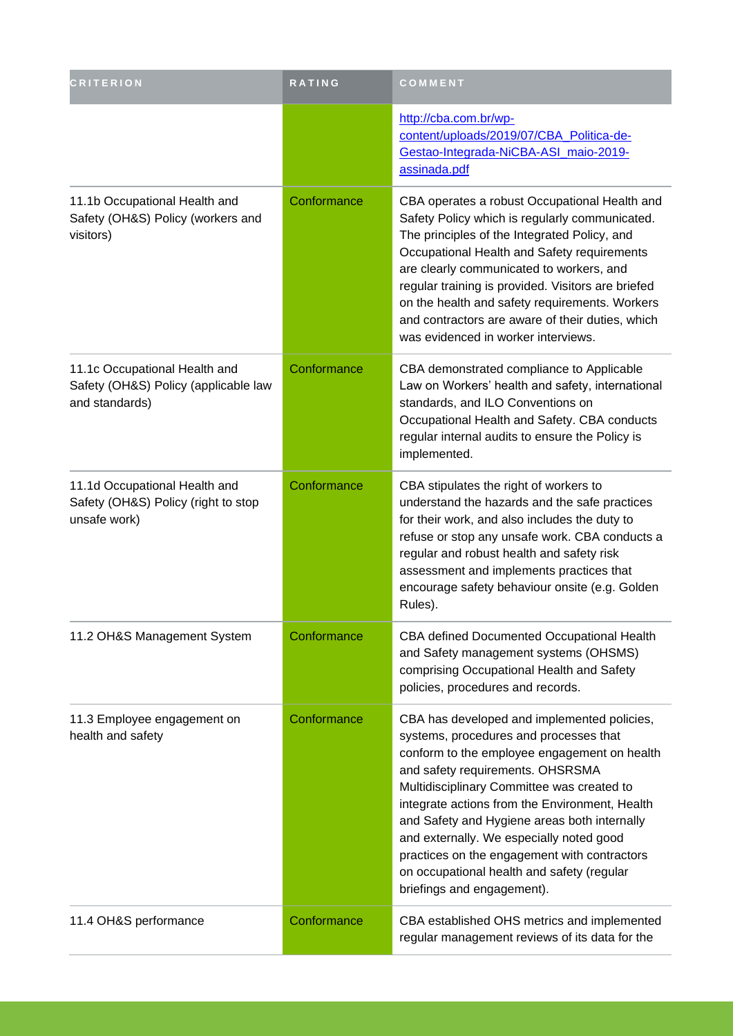| CRITERION | RATING | COMMENT |
| --- | --- | --- |
| | | http://cba.com.br/wp-content/uploads/2019/07/CBA_Politica-de-Gestao-Integrada-NiCBA-ASI_maio-2019-assinada.pdf |
| 11.1b Occupational Health and Safety (OH&S) Policy (workers and visitors) | Conformance | CBA operates a robust Occupational Health and Safety Policy which is regularly communicated. The principles of the Integrated Policy, and Occupational Health and Safety requirements are clearly communicated to workers, and regular training is provided. Visitors are briefed on the health and safety requirements. Workers and contractors are aware of their duties, which was evidenced in worker interviews. |
| 11.1c Occupational Health and Safety (OH&S) Policy (applicable law and standards) | Conformance | CBA demonstrated compliance to Applicable Law on Workers' health and safety, international standards, and ILO Conventions on Occupational Health and Safety. CBA conducts regular internal audits to ensure the Policy is implemented. |
| 11.1d Occupational Health and Safety (OH&S) Policy (right to stop unsafe work) | Conformance | CBA stipulates the right of workers to understand the hazards and the safe practices for their work, and also includes the duty to refuse or stop any unsafe work. CBA conducts a regular and robust health and safety risk assessment and implements practices that encourage safety behaviour onsite (e.g. Golden Rules). |
| 11.2 OH&S Management System | Conformance | CBA defined Documented Occupational Health and Safety management systems (OHSMS) comprising Occupational Health and Safety policies, procedures and records. |
| 11.3 Employee engagement on health and safety | Conformance | CBA has developed and implemented policies, systems, procedures and processes that conform to the employee engagement on health and safety requirements. OHSRSMA Multidisciplinary Committee was created to integrate actions from the Environment, Health and Safety and Hygiene areas both internally and externally. We especially noted good practices on the engagement with contractors on occupational health and safety (regular briefings and engagement). |
| 11.4 OH&S performance | Conformance | CBA established OHS metrics and implemented regular management reviews of its data for the |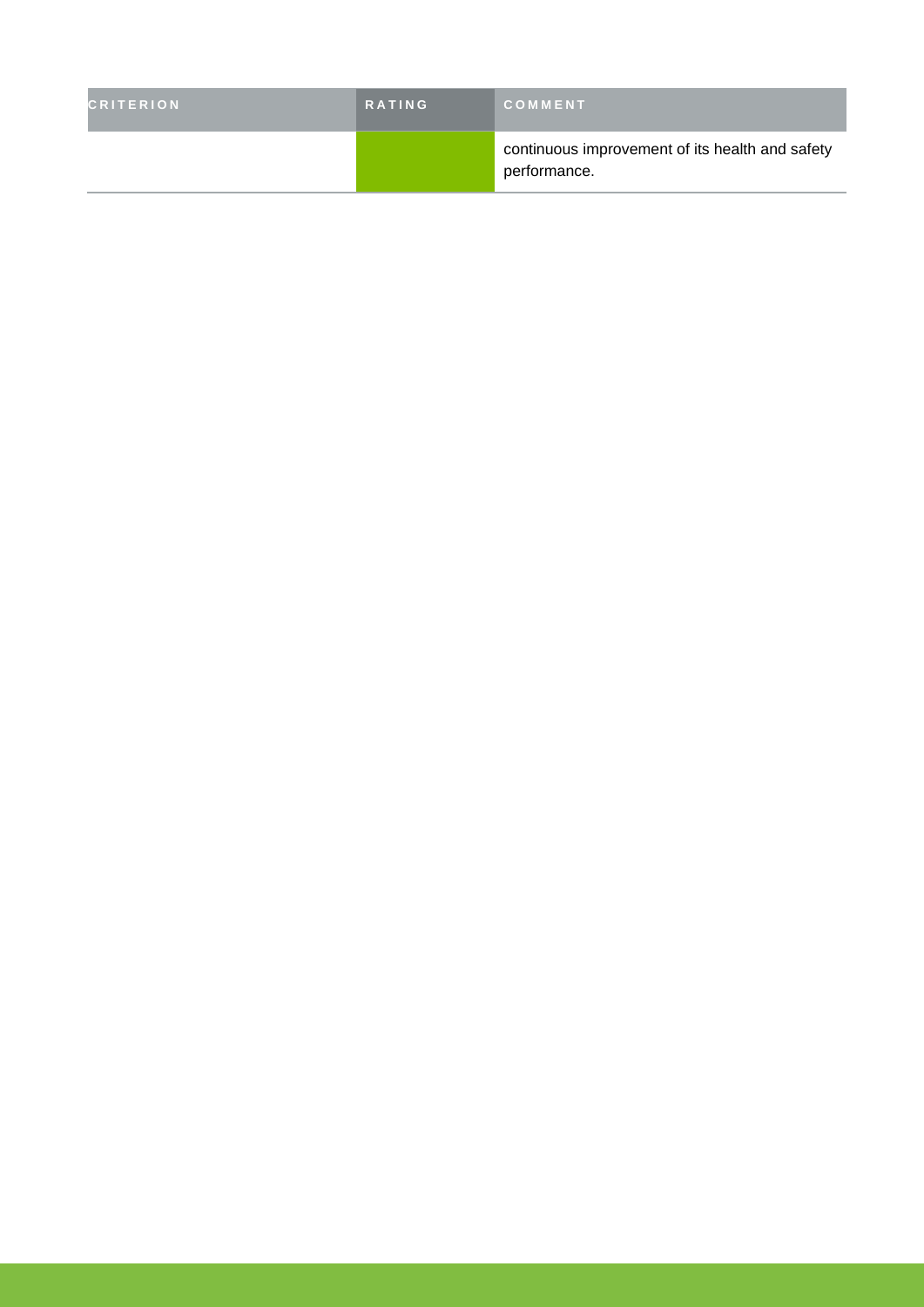| CRITERION | RATING | COMMENT |
| --- | --- | --- |
| | | continuous improvement of its health and safety performance. |